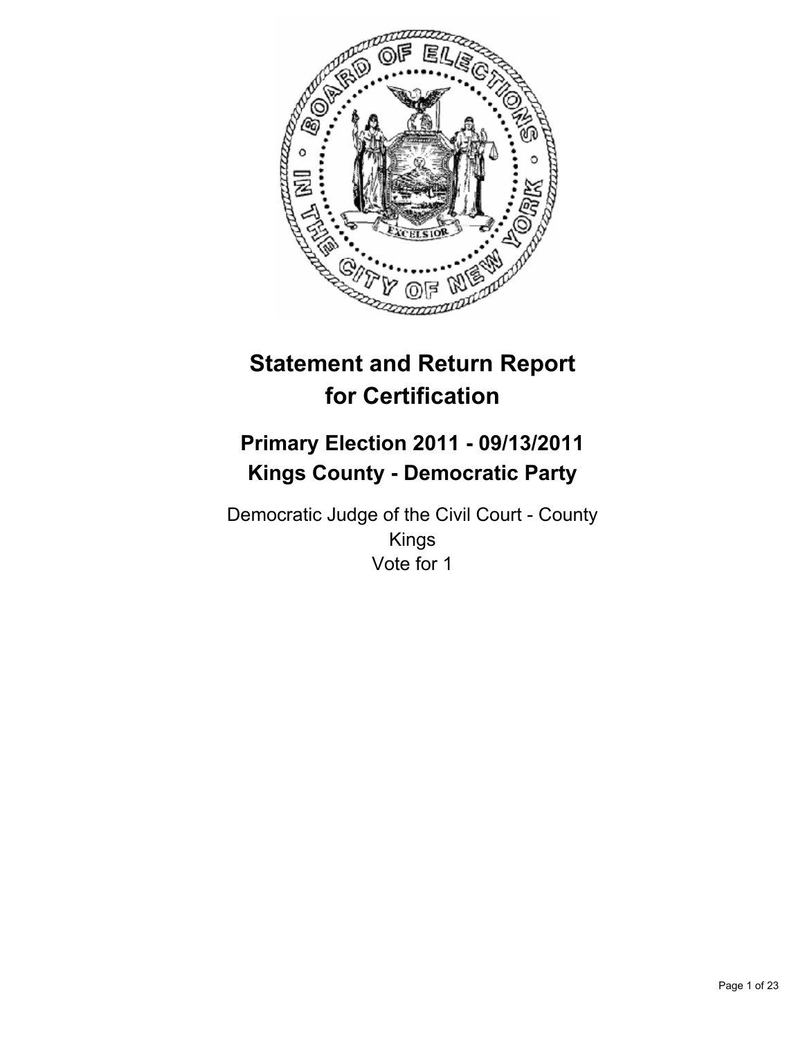# Statement and Return Report for Certification

## Primary Election 2011 - 09/13/2011
## Kings County - Democratic Party

Democratic Judge of the Civil Court - County
Kings
Vote for 1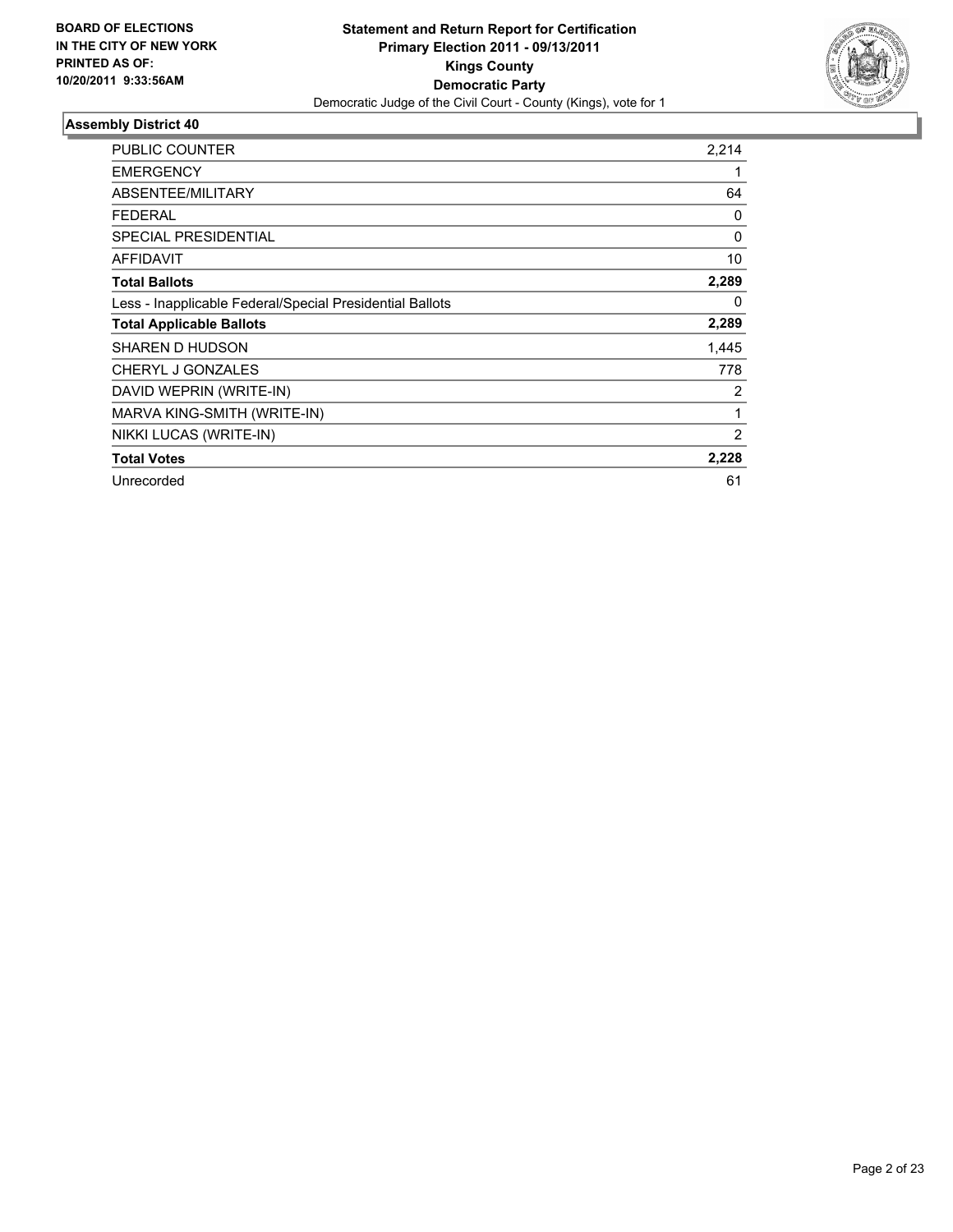**BOARD OF ELECTIONS IN THE CITY OF NEW YORK PRINTED AS OF: 10/20/2011 9:33:56AM**

**Statement and Return Report for Certification**
**Primary Election 2011 - 09/13/2011**
**Kings County**
**Democratic Party**
Democratic Judge of the Civil Court - County (Kings), vote for 1

### Assembly District 40

| | |
|---|---|
| PUBLIC COUNTER | 2,214 |
| EMERGENCY | 1 |
| ABSENTEE/MILITARY | 64 |
| FEDERAL | 0 |
| SPECIAL PRESIDENTIAL | 0 |
| AFFIDAVIT | 10 |
| **Total Ballots** | **2,289** |
| Less - Inapplicable Federal/Special Presidential Ballots | 0 |
| **Total Applicable Ballots** | **2,289** |
| SHAREN D HUDSON | 1,445 |
| CHERYL J GONZALES | 778 |
| DAVID WEPRIN (WRITE-IN) | 2 |
| MARVA KING-SMITH (WRITE-IN) | 1 |
| NIKKI LUCAS (WRITE-IN) | 2 |
| **Total Votes** | **2,228** |
| Unrecorded | 61 |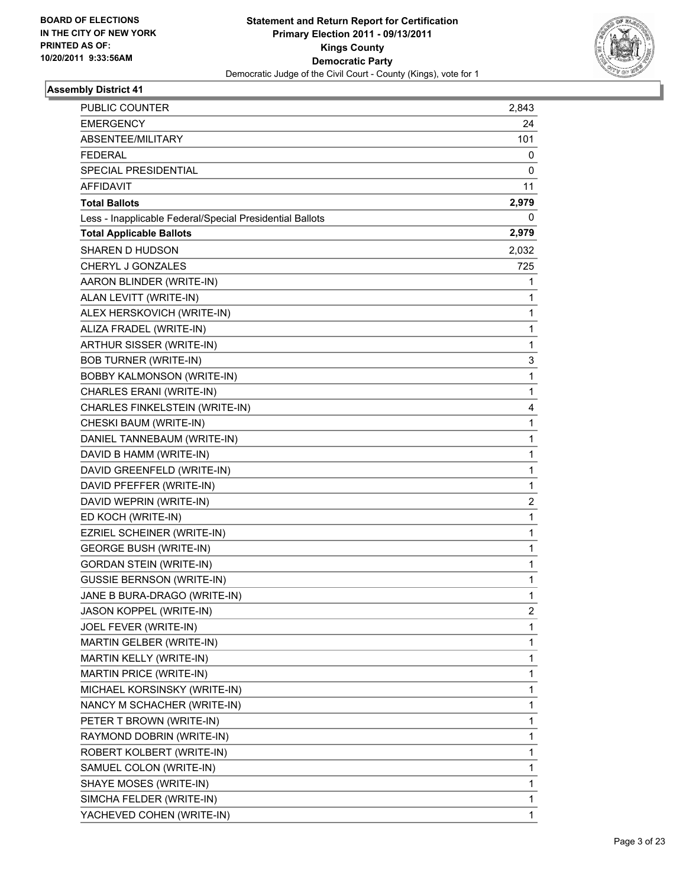BOARD OF ELECTIONS
IN THE CITY OF NEW YORK
PRINTED AS OF:
10/20/2011 9:33:56AM

**Statement and Return Report for Certification**
**Primary Election 2011 - 09/13/2011**
**Kings County**
**Democratic Party**
Democratic Judge of the Civil Court - County (Kings), vote for 1

## Assembly District 41

| | |
|---|---|
| PUBLIC COUNTER | 2,843 |
| EMERGENCY | 24 |
| ABSENTEE/MILITARY | 101 |
| FEDERAL | 0 |
| SPECIAL PRESIDENTIAL | 0 |
| AFFIDAVIT | 11 |
| **Total Ballots** | **2,979** |
| Less - Inapplicable Federal/Special Presidential Ballots | 0 |
| **Total Applicable Ballots** | **2,979** |
| SHAREN D HUDSON | 2,032 |
| CHERYL J GONZALES | 725 |
| AARON BLINDER (WRITE-IN) | 1 |
| ALAN LEVITT (WRITE-IN) | 1 |
| ALEX HERSKOVICH (WRITE-IN) | 1 |
| ALIZA FRADEL (WRITE-IN) | 1 |
| ARTHUR SISSER (WRITE-IN) | 1 |
| BOB TURNER (WRITE-IN) | 3 |
| BOBBY KALMONSON (WRITE-IN) | 1 |
| CHARLES ERANI (WRITE-IN) | 1 |
| CHARLES FINKELSTEIN (WRITE-IN) | 4 |
| CHESKI BAUM (WRITE-IN) | 1 |
| DANIEL TANNEBAUM (WRITE-IN) | 1 |
| DAVID B HAMM (WRITE-IN) | 1 |
| DAVID GREENFELD (WRITE-IN) | 1 |
| DAVID PFEFFER (WRITE-IN) | 1 |
| DAVID WEPRIN (WRITE-IN) | 2 |
| ED KOCH (WRITE-IN) | 1 |
| EZRIEL SCHEINER (WRITE-IN) | 1 |
| GEORGE BUSH (WRITE-IN) | 1 |
| GORDAN STEIN (WRITE-IN) | 1 |
| GUSSIE BERNSON (WRITE-IN) | 1 |
| JANE B BURA-DRAGO (WRITE-IN) | 1 |
| JASON KOPPEL (WRITE-IN) | 2 |
| JOEL FEVER (WRITE-IN) | 1 |
| MARTIN GELBER (WRITE-IN) | 1 |
| MARTIN KELLY (WRITE-IN) | 1 |
| MARTIN PRICE (WRITE-IN) | 1 |
| MICHAEL KORSINSKY (WRITE-IN) | 1 |
| NANCY M SCHACHER (WRITE-IN) | 1 |
| PETER T BROWN (WRITE-IN) | 1 |
| RAYMOND DOBRIN (WRITE-IN) | 1 |
| ROBERT KOLBERT (WRITE-IN) | 1 |
| SAMUEL COLON (WRITE-IN) | 1 |
| SHAYE MOSES (WRITE-IN) | 1 |
| SIMCHA FELDER (WRITE-IN) | 1 |
| YACHEVED COHEN (WRITE-IN) | 1 |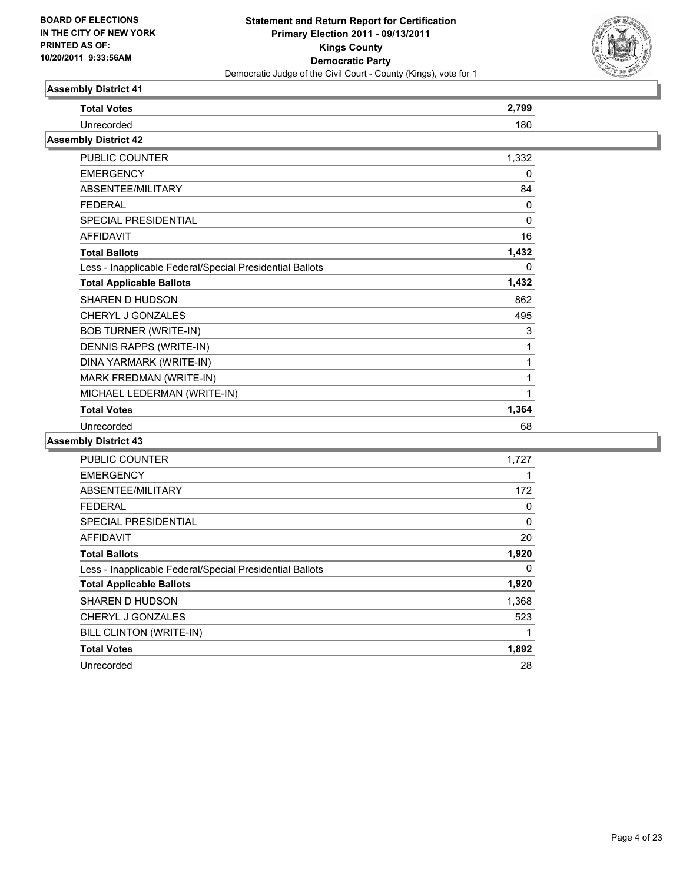## Assembly District 41

| | |
|---|---|
| **Total Votes** | **2,799** |
| Unrecorded | 180 |

## Assembly District 42

| | |
|---|---|
| PUBLIC COUNTER | 1,332 |
| EMERGENCY | 0 |
| ABSENTEE/MILITARY | 84 |
| FEDERAL | 0 |
| SPECIAL PRESIDENTIAL | 0 |
| AFFIDAVIT | 16 |
| **Total Ballots** | **1,432** |
| Less - Inapplicable Federal/Special Presidential Ballots | 0 |
| **Total Applicable Ballots** | **1,432** |
| SHAREN D HUDSON | 862 |
| CHERYL J GONZALES | 495 |
| BOB TURNER (WRITE-IN) | 3 |
| DENNIS RAPPS (WRITE-IN) | 1 |
| DINA YARMARK (WRITE-IN) | 1 |
| MARK FREDMAN (WRITE-IN) | 1 |
| MICHAEL LEDERMAN (WRITE-IN) | 1 |
| **Total Votes** | **1,364** |
| Unrecorded | 68 |

## Assembly District 43

| | |
|---|---|
| PUBLIC COUNTER | 1,727 |
| EMERGENCY | 1 |
| ABSENTEE/MILITARY | 172 |
| FEDERAL | 0 |
| SPECIAL PRESIDENTIAL | 0 |
| AFFIDAVIT | 20 |
| **Total Ballots** | **1,920** |
| Less - Inapplicable Federal/Special Presidential Ballots | 0 |
| **Total Applicable Ballots** | **1,920** |
| SHAREN D HUDSON | 1,368 |
| CHERYL J GONZALES | 523 |
| BILL CLINTON (WRITE-IN) | 1 |
| **Total Votes** | **1,892** |
| Unrecorded | 28 |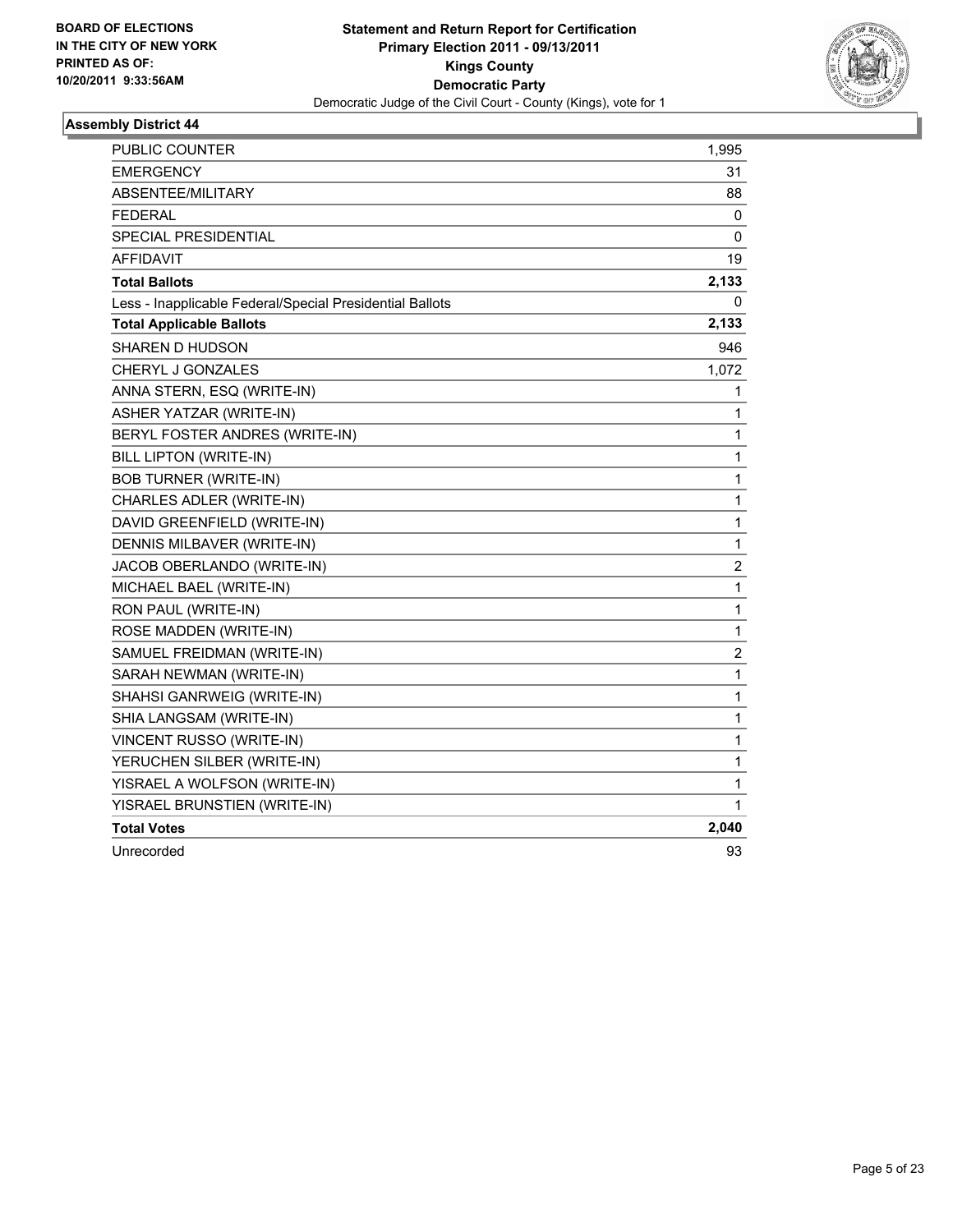**BOARD OF ELECTIONS IN THE CITY OF NEW YORK PRINTED AS OF: 10/20/2011 9:33:56AM**

**Statement and Return Report for Certification**
**Primary Election 2011 - 09/13/2011**
**Kings County**
**Democratic Party**
Democratic Judge of the Civil Court - County (Kings), vote for 1

### Assembly District 44

| | |
|---|---|
| PUBLIC COUNTER | 1,995 |
| EMERGENCY | 31 |
| ABSENTEE/MILITARY | 88 |
| FEDERAL | 0 |
| SPECIAL PRESIDENTIAL | 0 |
| AFFIDAVIT | 19 |
| **Total Ballots** | **2,133** |
| Less - Inapplicable Federal/Special Presidential Ballots | 0 |
| **Total Applicable Ballots** | **2,133** |
| SHAREN D HUDSON | 946 |
| CHERYL J GONZALES | 1,072 |
| ANNA STERN, ESQ (WRITE-IN) | 1 |
| ASHER YATZAR (WRITE-IN) | 1 |
| BERYL FOSTER ANDRES (WRITE-IN) | 1 |
| BILL LIPTON (WRITE-IN) | 1 |
| BOB TURNER (WRITE-IN) | 1 |
| CHARLES ADLER (WRITE-IN) | 1 |
| DAVID GREENFIELD (WRITE-IN) | 1 |
| DENNIS MILBAVER (WRITE-IN) | 1 |
| JACOB OBERLANDO (WRITE-IN) | 2 |
| MICHAEL BAEL (WRITE-IN) | 1 |
| RON PAUL (WRITE-IN) | 1 |
| ROSE MADDEN (WRITE-IN) | 1 |
| SAMUEL FREIDMAN (WRITE-IN) | 2 |
| SARAH NEWMAN (WRITE-IN) | 1 |
| SHAHSI GANRWEIG (WRITE-IN) | 1 |
| SHIA LANGSAM (WRITE-IN) | 1 |
| VINCENT RUSSO (WRITE-IN) | 1 |
| YERUCHEN SILBER (WRITE-IN) | 1 |
| YISRAEL A WOLFSON (WRITE-IN) | 1 |
| YISRAEL BRUNSTIEN (WRITE-IN) | 1 |
| **Total Votes** | **2,040** |
| Unrecorded | 93 |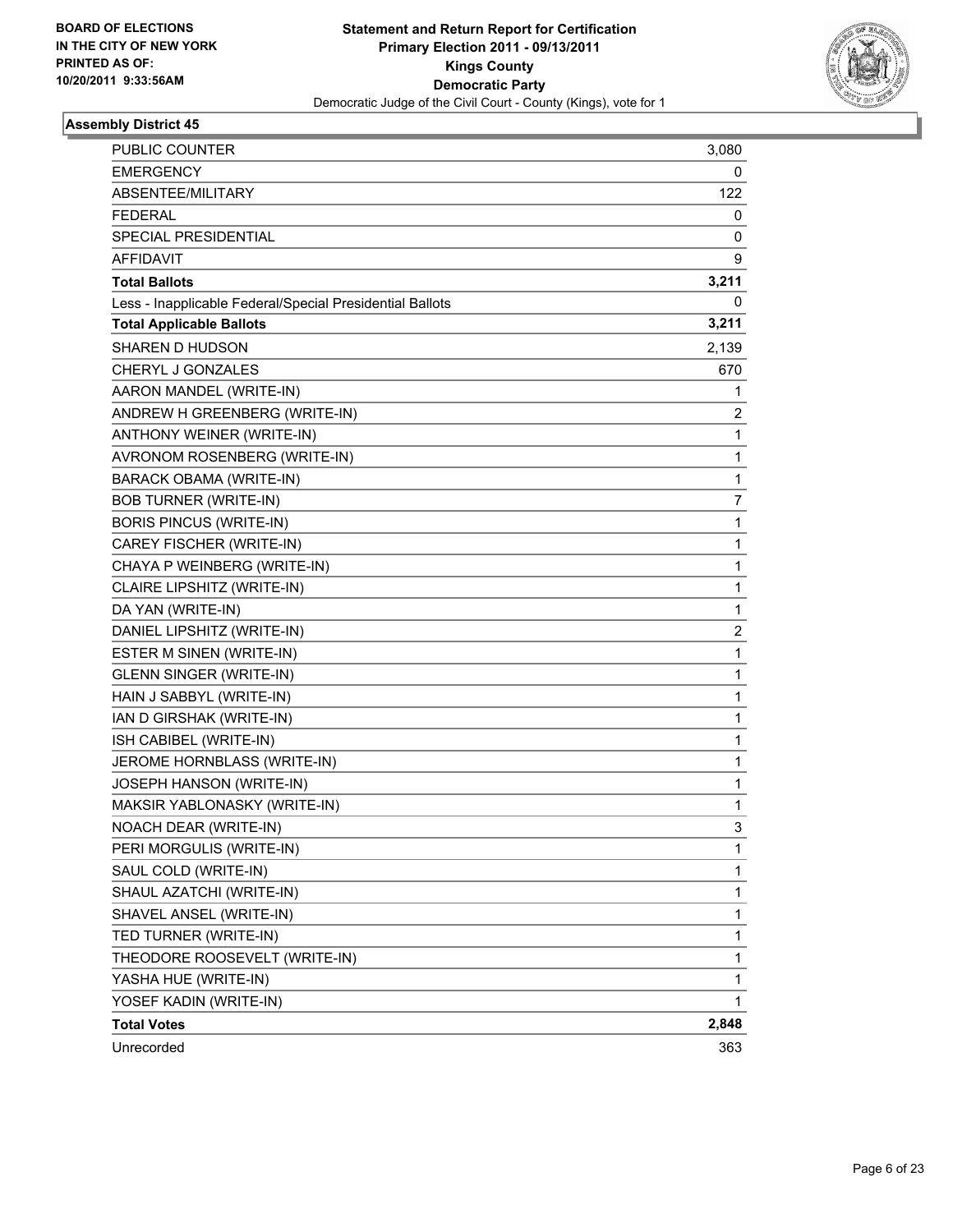**BOARD OF ELECTIONS**
**IN THE CITY OF NEW YORK**
**PRINTED AS OF:**
**10/20/2011 9:33:56AM**

**Statement and Return Report for Certification**
**Primary Election 2011 - 09/13/2011**
**Kings County**
**Democratic Party**
Democratic Judge of the Civil Court - County (Kings), vote for 1

## Assembly District 45

| | |
|---|---|
| PUBLIC COUNTER | 3,080 |
| EMERGENCY | 0 |
| ABSENTEE/MILITARY | 122 |
| FEDERAL | 0 |
| SPECIAL PRESIDENTIAL | 0 |
| AFFIDAVIT | 9 |
| **Total Ballots** | **3,211** |
| Less - Inapplicable Federal/Special Presidential Ballots | 0 |
| **Total Applicable Ballots** | **3,211** |
| SHAREN D HUDSON | 2,139 |
| CHERYL J GONZALES | 670 |
| AARON MANDEL (WRITE-IN) | 1 |
| ANDREW H GREENBERG (WRITE-IN) | 2 |
| ANTHONY WEINER (WRITE-IN) | 1 |
| AVRONOM ROSENBERG (WRITE-IN) | 1 |
| BARACK OBAMA (WRITE-IN) | 1 |
| BOB TURNER (WRITE-IN) | 7 |
| BORIS PINCUS (WRITE-IN) | 1 |
| CAREY FISCHER (WRITE-IN) | 1 |
| CHAYA P WEINBERG (WRITE-IN) | 1 |
| CLAIRE LIPSHITZ (WRITE-IN) | 1 |
| DA YAN (WRITE-IN) | 1 |
| DANIEL LIPSHITZ (WRITE-IN) | 2 |
| ESTER M SINEN (WRITE-IN) | 1 |
| GLENN SINGER (WRITE-IN) | 1 |
| HAIN J SABBYL (WRITE-IN) | 1 |
| IAN D GIRSHAK (WRITE-IN) | 1 |
| ISH CABIBEL (WRITE-IN) | 1 |
| JEROME HORNBLASS (WRITE-IN) | 1 |
| JOSEPH HANSON (WRITE-IN) | 1 |
| MAKSIR YABLONASKY (WRITE-IN) | 1 |
| NOACH DEAR (WRITE-IN) | 3 |
| PERI MORGULIS (WRITE-IN) | 1 |
| SAUL COLD (WRITE-IN) | 1 |
| SHAUL AZATCHI (WRITE-IN) | 1 |
| SHAVEL ANSEL (WRITE-IN) | 1 |
| TED TURNER (WRITE-IN) | 1 |
| THEODORE ROOSEVELT (WRITE-IN) | 1 |
| YASHA HUE (WRITE-IN) | 1 |
| YOSEF KADIN (WRITE-IN) | 1 |
| **Total Votes** | **2,848** |
| Unrecorded | 363 |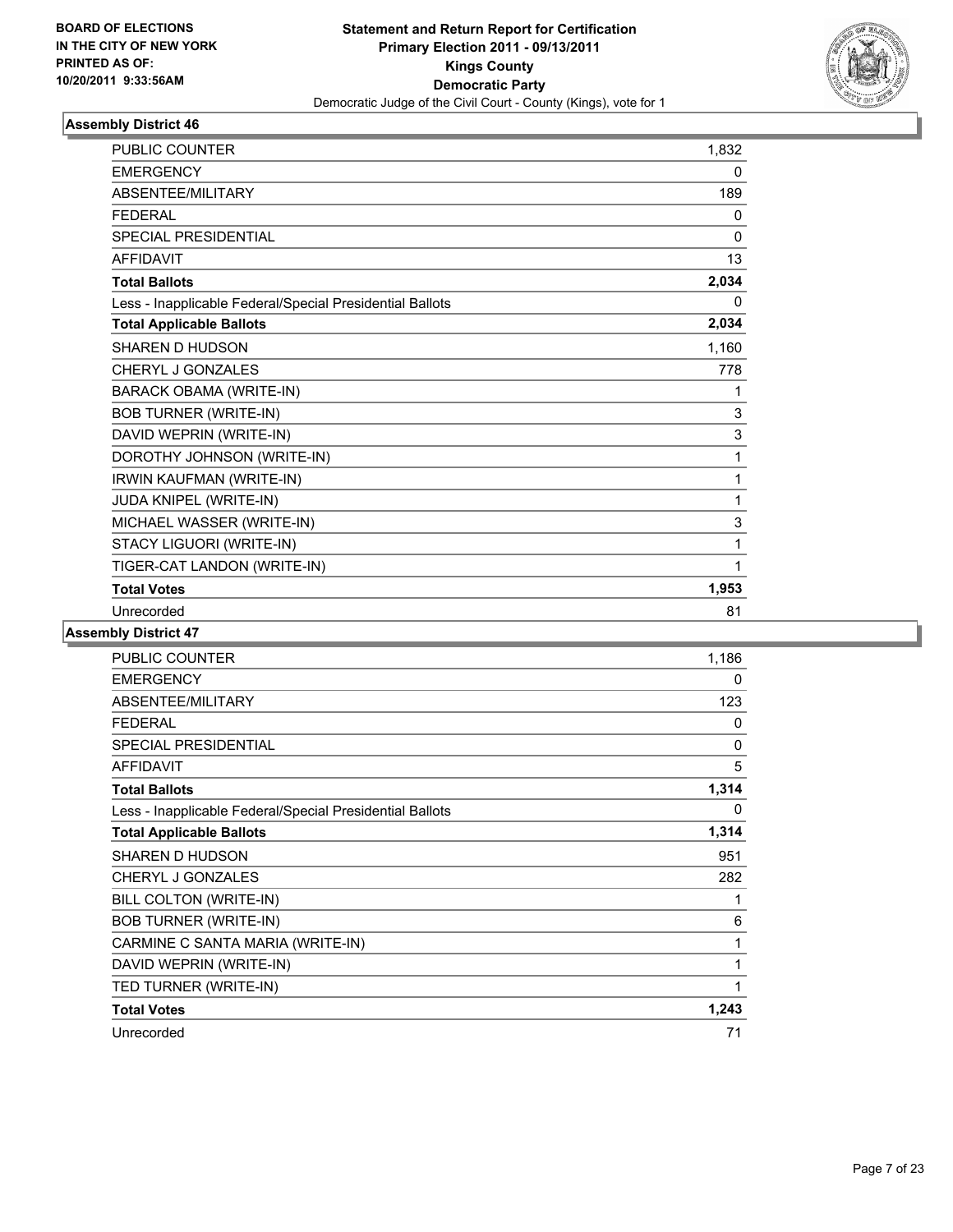BOARD OF ELECTIONS
IN THE CITY OF NEW YORK
PRINTED AS OF:
10/20/2011 9:33:56AM

**Statement and Return Report for Certification**
**Primary Election 2011 - 09/13/2011**
**Kings County**
**Democratic Party**
Democratic Judge of the Civil Court - County (Kings), vote for 1

### Assembly District 46

| | |
|---|---|
| PUBLIC COUNTER | 1,832 |
| EMERGENCY | 0 |
| ABSENTEE/MILITARY | 189 |
| FEDERAL | 0 |
| SPECIAL PRESIDENTIAL | 0 |
| AFFIDAVIT | 13 |
| **Total Ballots** | **2,034** |
| Less - Inapplicable Federal/Special Presidential Ballots | 0 |
| **Total Applicable Ballots** | **2,034** |
| SHAREN D HUDSON | 1,160 |
| CHERYL J GONZALES | 778 |
| BARACK OBAMA (WRITE-IN) | 1 |
| BOB TURNER (WRITE-IN) | 3 |
| DAVID WEPRIN (WRITE-IN) | 3 |
| DOROTHY JOHNSON (WRITE-IN) | 1 |
| IRWIN KAUFMAN (WRITE-IN) | 1 |
| JUDA KNIPEL (WRITE-IN) | 1 |
| MICHAEL WASSER (WRITE-IN) | 3 |
| STACY LIGUORI (WRITE-IN) | 1 |
| TIGER-CAT LANDON (WRITE-IN) | 1 |
| **Total Votes** | **1,953** |
| Unrecorded | 81 |

### Assembly District 47

| | |
|---|---|
| PUBLIC COUNTER | 1,186 |
| EMERGENCY | 0 |
| ABSENTEE/MILITARY | 123 |
| FEDERAL | 0 |
| SPECIAL PRESIDENTIAL | 0 |
| AFFIDAVIT | 5 |
| **Total Ballots** | **1,314** |
| Less - Inapplicable Federal/Special Presidential Ballots | 0 |
| **Total Applicable Ballots** | **1,314** |
| SHAREN D HUDSON | 951 |
| CHERYL J GONZALES | 282 |
| BILL COLTON (WRITE-IN) | 1 |
| BOB TURNER (WRITE-IN) | 6 |
| CARMINE C SANTA MARIA (WRITE-IN) | 1 |
| DAVID WEPRIN (WRITE-IN) | 1 |
| TED TURNER (WRITE-IN) | 1 |
| **Total Votes** | **1,243** |
| Unrecorded | 71 |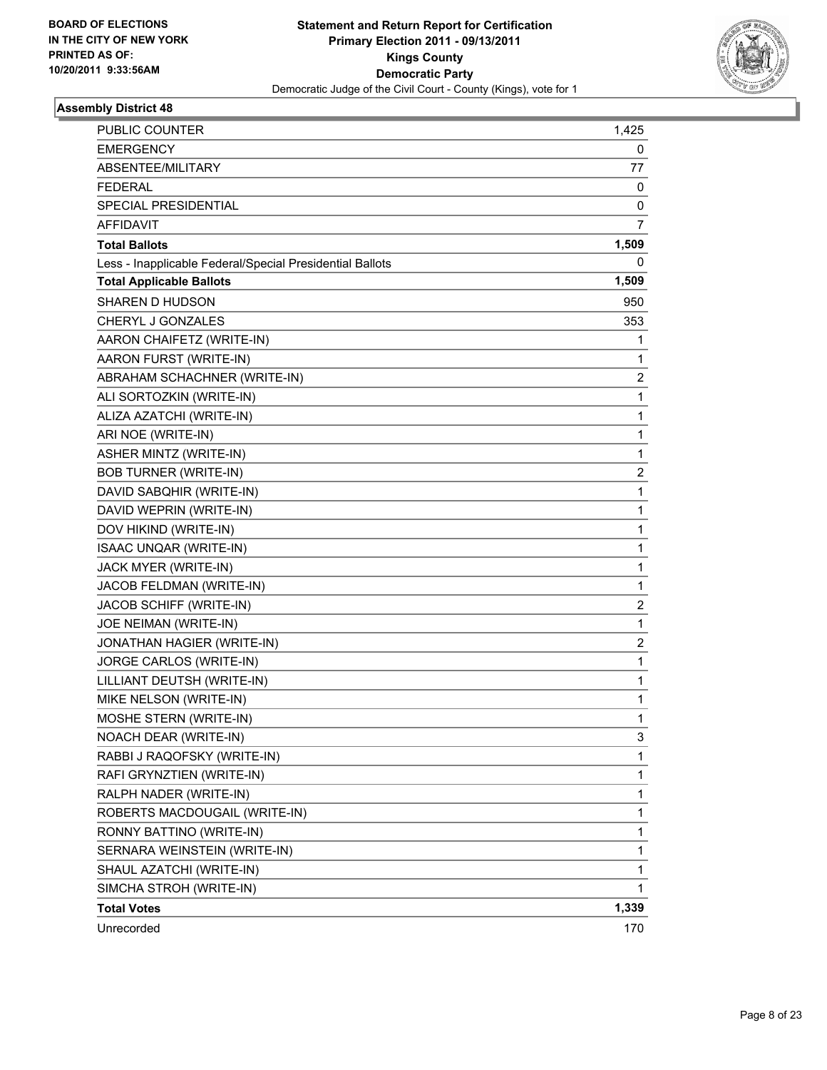BOARD OF ELECTIONS
IN THE CITY OF NEW YORK
PRINTED AS OF:
10/20/2011 9:33:56AM

**Statement and Return Report for Certification**
**Primary Election 2011 - 09/13/2011**
**Kings County**
**Democratic Party**
Democratic Judge of the Civil Court - County (Kings), vote for 1

### Assembly District 48

| | |
|---|---|
| PUBLIC COUNTER | 1,425 |
| EMERGENCY | 0 |
| ABSENTEE/MILITARY | 77 |
| FEDERAL | 0 |
| SPECIAL PRESIDENTIAL | 0 |
| AFFIDAVIT | 7 |
| **Total Ballots** | **1,509** |
| Less - Inapplicable Federal/Special Presidential Ballots | 0 |
| **Total Applicable Ballots** | **1,509** |
| SHAREN D HUDSON | 950 |
| CHERYL J GONZALES | 353 |
| AARON CHAIFETZ (WRITE-IN) | 1 |
| AARON FURST (WRITE-IN) | 1 |
| ABRAHAM SCHACHNER (WRITE-IN) | 2 |
| ALI SORTOZKIN (WRITE-IN) | 1 |
| ALIZA AZATCHI (WRITE-IN) | 1 |
| ARI NOE (WRITE-IN) | 1 |
| ASHER MINTZ (WRITE-IN) | 1 |
| BOB TURNER (WRITE-IN) | 2 |
| DAVID SABQHIR (WRITE-IN) | 1 |
| DAVID WEPRIN (WRITE-IN) | 1 |
| DOV HIKIND (WRITE-IN) | 1 |
| ISAAC UNQAR (WRITE-IN) | 1 |
| JACK MYER (WRITE-IN) | 1 |
| JACOB FELDMAN (WRITE-IN) | 1 |
| JACOB SCHIFF (WRITE-IN) | 2 |
| JOE NEIMAN (WRITE-IN) | 1 |
| JONATHAN HAGIER (WRITE-IN) | 2 |
| JORGE CARLOS (WRITE-IN) | 1 |
| LILLIANT DEUTSH (WRITE-IN) | 1 |
| MIKE NELSON (WRITE-IN) | 1 |
| MOSHE STERN (WRITE-IN) | 1 |
| NOACH DEAR (WRITE-IN) | 3 |
| RABBI J RAQOFSKY (WRITE-IN) | 1 |
| RAFI GRYNZTIEN (WRITE-IN) | 1 |
| RALPH NADER (WRITE-IN) | 1 |
| ROBERTS MACDOUGAIL (WRITE-IN) | 1 |
| RONNY BATTINO (WRITE-IN) | 1 |
| SERNARA WEINSTEIN (WRITE-IN) | 1 |
| SHAUL AZATCHI (WRITE-IN) | 1 |
| SIMCHA STROH (WRITE-IN) | 1 |
| **Total Votes** | **1,339** |
| Unrecorded | 170 |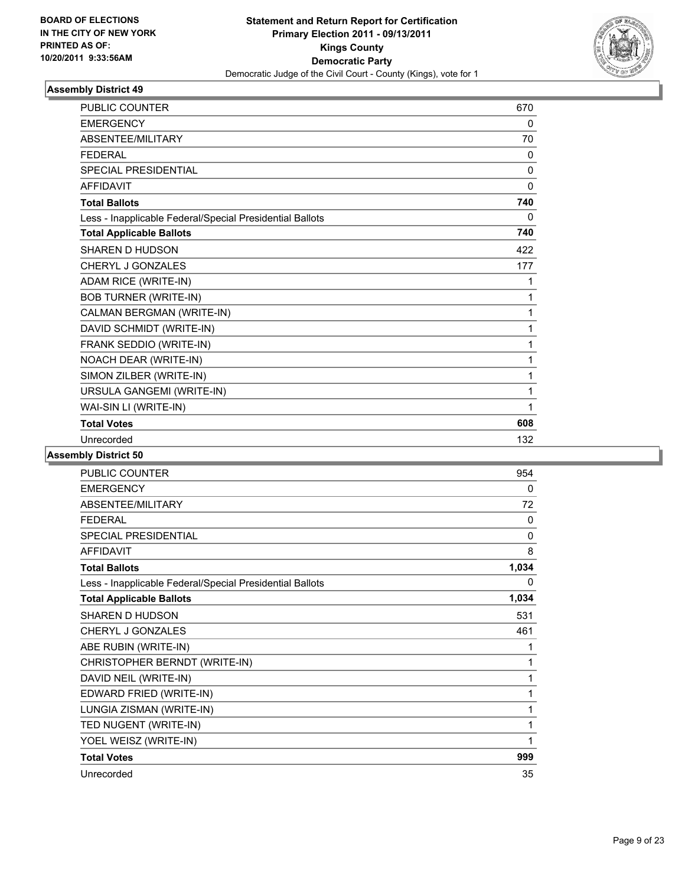**BOARD OF ELECTIONS IN THE CITY OF NEW YORK PRINTED AS OF: 10/20/2011 9:33:56AM**

**Statement and Return Report for Certification Primary Election 2011 - 09/13/2011 Kings County Democratic Party**

Democratic Judge of the Civil Court - County (Kings), vote for 1

### Assembly District 49

| | |
|---|---|
| PUBLIC COUNTER | 670 |
| EMERGENCY | 0 |
| ABSENTEE/MILITARY | 70 |
| FEDERAL | 0 |
| SPECIAL PRESIDENTIAL | 0 |
| AFFIDAVIT | 0 |
| **Total Ballots** | **740** |
| Less - Inapplicable Federal/Special Presidential Ballots | 0 |
| **Total Applicable Ballots** | **740** |
| SHAREN D HUDSON | 422 |
| CHERYL J GONZALES | 177 |
| ADAM RICE (WRITE-IN) | 1 |
| BOB TURNER (WRITE-IN) | 1 |
| CALMAN BERGMAN (WRITE-IN) | 1 |
| DAVID SCHMIDT (WRITE-IN) | 1 |
| FRANK SEDDIO (WRITE-IN) | 1 |
| NOACH DEAR (WRITE-IN) | 1 |
| SIMON ZILBER (WRITE-IN) | 1 |
| URSULA GANGEMI (WRITE-IN) | 1 |
| WAI-SIN LI (WRITE-IN) | 1 |
| **Total Votes** | **608** |
| Unrecorded | 132 |

### Assembly District 50

| | |
|---|---|
| PUBLIC COUNTER | 954 |
| EMERGENCY | 0 |
| ABSENTEE/MILITARY | 72 |
| FEDERAL | 0 |
| SPECIAL PRESIDENTIAL | 0 |
| AFFIDAVIT | 8 |
| **Total Ballots** | **1,034** |
| Less - Inapplicable Federal/Special Presidential Ballots | 0 |
| **Total Applicable Ballots** | **1,034** |
| SHAREN D HUDSON | 531 |
| CHERYL J GONZALES | 461 |
| ABE RUBIN (WRITE-IN) | 1 |
| CHRISTOPHER BERNDT (WRITE-IN) | 1 |
| DAVID NEIL (WRITE-IN) | 1 |
| EDWARD FRIED (WRITE-IN) | 1 |
| LUNGIA ZISMAN (WRITE-IN) | 1 |
| TED NUGENT (WRITE-IN) | 1 |
| YOEL WEISZ (WRITE-IN) | 1 |
| **Total Votes** | **999** |
| Unrecorded | 35 |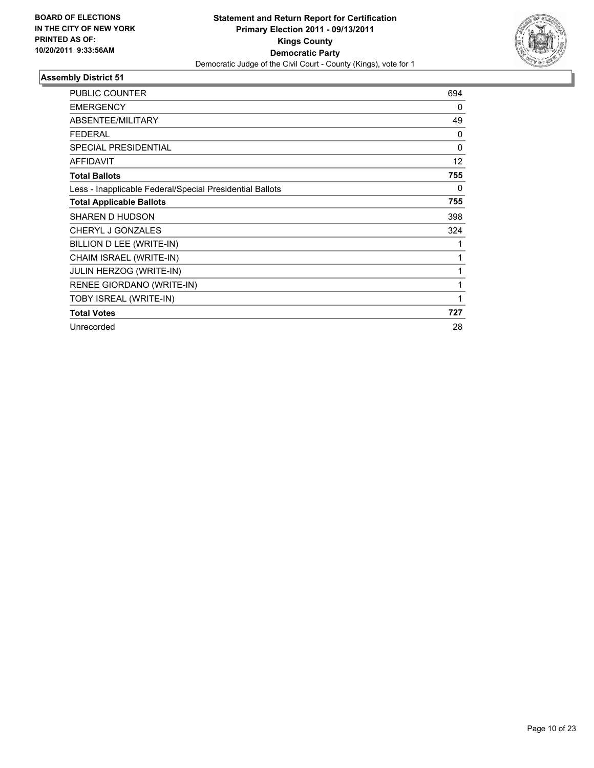**BOARD OF ELECTIONS IN THE CITY OF NEW YORK PRINTED AS OF: 10/20/2011 9:33:56AM**

**Statement and Return Report for Certification**
**Primary Election 2011 - 09/13/2011**
**Kings County**
**Democratic Party**
Democratic Judge of the Civil Court - County (Kings), vote for 1

## Assembly District 51

| | |
|---|---|
| PUBLIC COUNTER | 694 |
| EMERGENCY | 0 |
| ABSENTEE/MILITARY | 49 |
| FEDERAL | 0 |
| SPECIAL PRESIDENTIAL | 0 |
| AFFIDAVIT | 12 |
| **Total Ballots** | **755** |
| Less - Inapplicable Federal/Special Presidential Ballots | 0 |
| **Total Applicable Ballots** | **755** |
| SHAREN D HUDSON | 398 |
| CHERYL J GONZALES | 324 |
| BILLION D LEE (WRITE-IN) | 1 |
| CHAIM ISRAEL (WRITE-IN) | 1 |
| JULIN HERZOG (WRITE-IN) | 1 |
| RENEE GIORDANO (WRITE-IN) | 1 |
| TOBY ISREAL (WRITE-IN) | 1 |
| **Total Votes** | **727** |
| Unrecorded | 28 |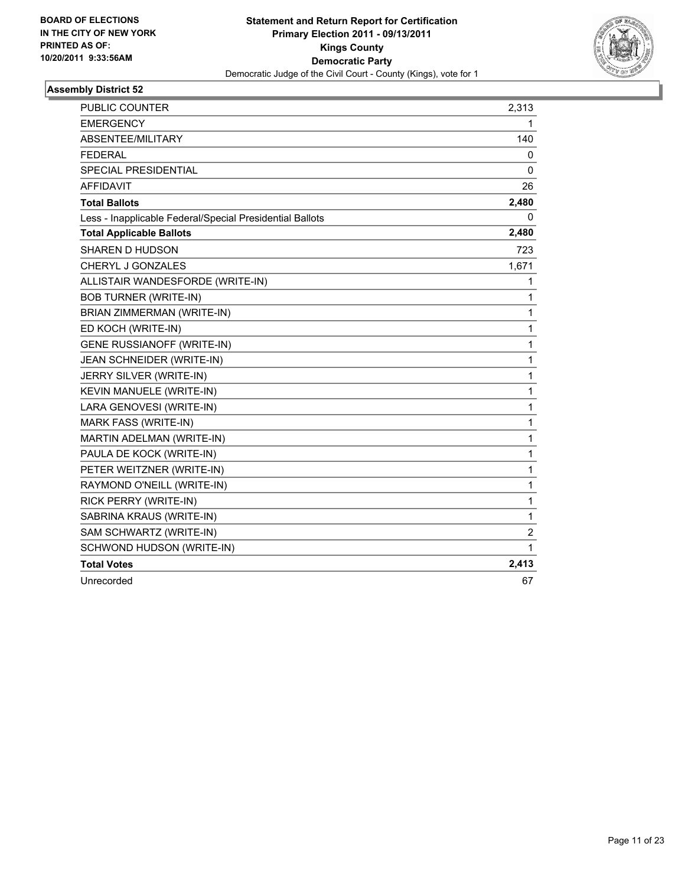**BOARD OF ELECTIONS IN THE CITY OF NEW YORK PRINTED AS OF: 10/20/2011 9:33:56AM**

# Statement and Return Report for Certification
## Primary Election 2011 - 09/13/2011
## Kings County
## Democratic Party
Democratic Judge of the Civil Court - County (Kings), vote for 1

### Assembly District 52

| | |
|---|---|
| PUBLIC COUNTER | 2,313 |
| EMERGENCY | 1 |
| ABSENTEE/MILITARY | 140 |
| FEDERAL | 0 |
| SPECIAL PRESIDENTIAL | 0 |
| AFFIDAVIT | 26 |
| **Total Ballots** | **2,480** |
| Less - Inapplicable Federal/Special Presidential Ballots | 0 |
| **Total Applicable Ballots** | **2,480** |
| SHAREN D HUDSON | 723 |
| CHERYL J GONZALES | 1,671 |
| ALLISTAIR WANDESFORDE (WRITE-IN) | 1 |
| BOB TURNER (WRITE-IN) | 1 |
| BRIAN ZIMMERMAN (WRITE-IN) | 1 |
| ED KOCH (WRITE-IN) | 1 |
| GENE RUSSIANOFF (WRITE-IN) | 1 |
| JEAN SCHNEIDER (WRITE-IN) | 1 |
| JERRY SILVER (WRITE-IN) | 1 |
| KEVIN MANUELE (WRITE-IN) | 1 |
| LARA GENOVESI (WRITE-IN) | 1 |
| MARK FASS (WRITE-IN) | 1 |
| MARTIN ADELMAN (WRITE-IN) | 1 |
| PAULA DE KOCK (WRITE-IN) | 1 |
| PETER WEITZNER (WRITE-IN) | 1 |
| RAYMOND O'NEILL (WRITE-IN) | 1 |
| RICK PERRY (WRITE-IN) | 1 |
| SABRINA KRAUS (WRITE-IN) | 1 |
| SAM SCHWARTZ (WRITE-IN) | 2 |
| SCHWOND HUDSON (WRITE-IN) | 1 |
| **Total Votes** | **2,413** |
| Unrecorded | 67 |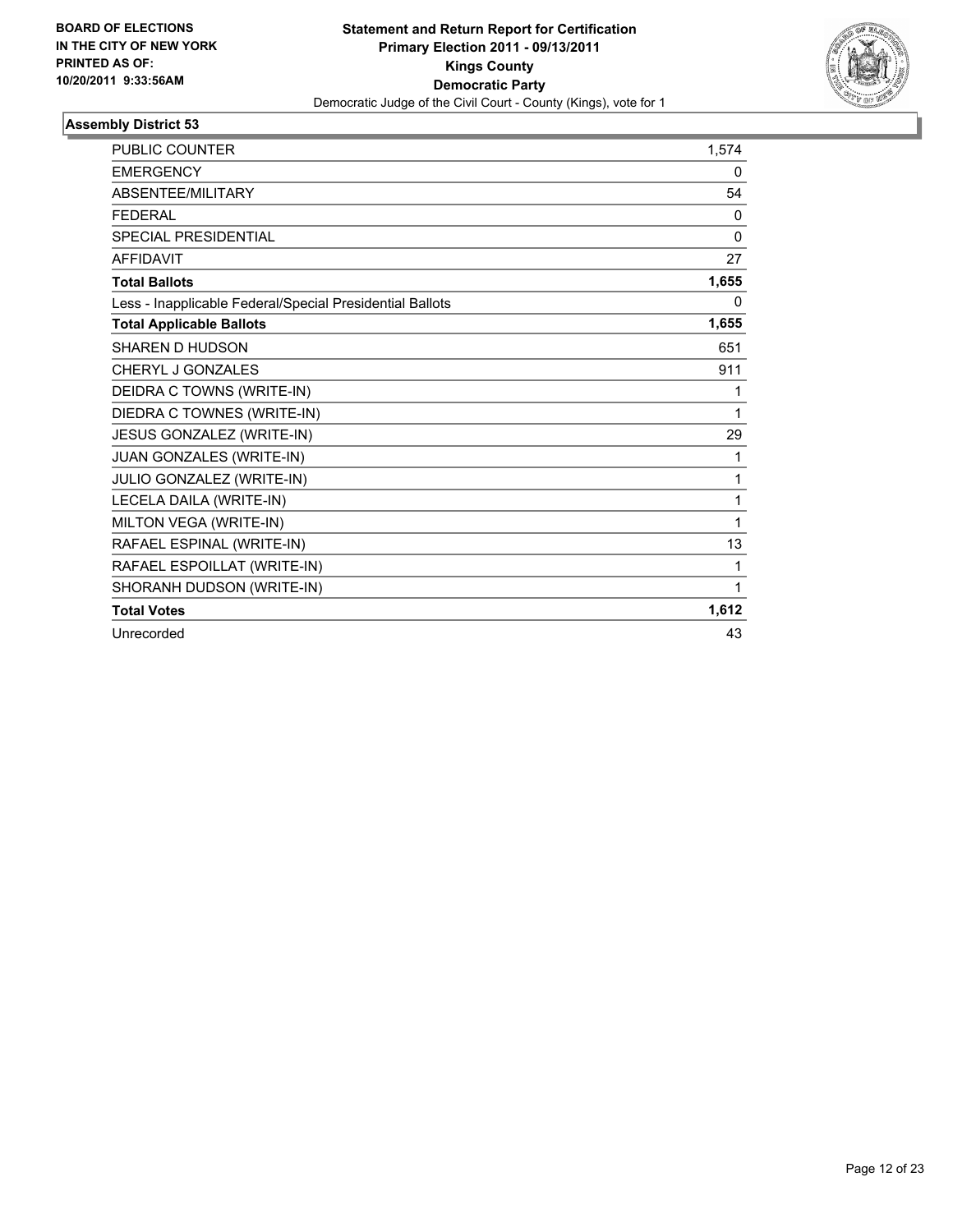**BOARD OF ELECTIONS IN THE CITY OF NEW YORK PRINTED AS OF: 10/20/2011 9:33:56AM**

**Statement and Return Report for Certification**
**Primary Election 2011 - 09/13/2011**
**Kings County**
**Democratic Party**
Democratic Judge of the Civil Court - County (Kings), vote for 1

### Assembly District 53

| | |
|---|---|
| PUBLIC COUNTER | 1,574 |
| EMERGENCY | 0 |
| ABSENTEE/MILITARY | 54 |
| FEDERAL | 0 |
| SPECIAL PRESIDENTIAL | 0 |
| AFFIDAVIT | 27 |
| **Total Ballots** | **1,655** |
| Less - Inapplicable Federal/Special Presidential Ballots | 0 |
| **Total Applicable Ballots** | **1,655** |
| SHAREN D HUDSON | 651 |
| CHERYL J GONZALES | 911 |
| DEIDRA C TOWNS (WRITE-IN) | 1 |
| DIEDRA C TOWNES (WRITE-IN) | 1 |
| JESUS GONZALEZ (WRITE-IN) | 29 |
| JUAN GONZALES (WRITE-IN) | 1 |
| JULIO GONZALEZ (WRITE-IN) | 1 |
| LECELA DAILA (WRITE-IN) | 1 |
| MILTON VEGA (WRITE-IN) | 1 |
| RAFAEL ESPINAL (WRITE-IN) | 13 |
| RAFAEL ESPOILLAT (WRITE-IN) | 1 |
| SHORANH DUDSON (WRITE-IN) | 1 |
| **Total Votes** | **1,612** |
| Unrecorded | 43 |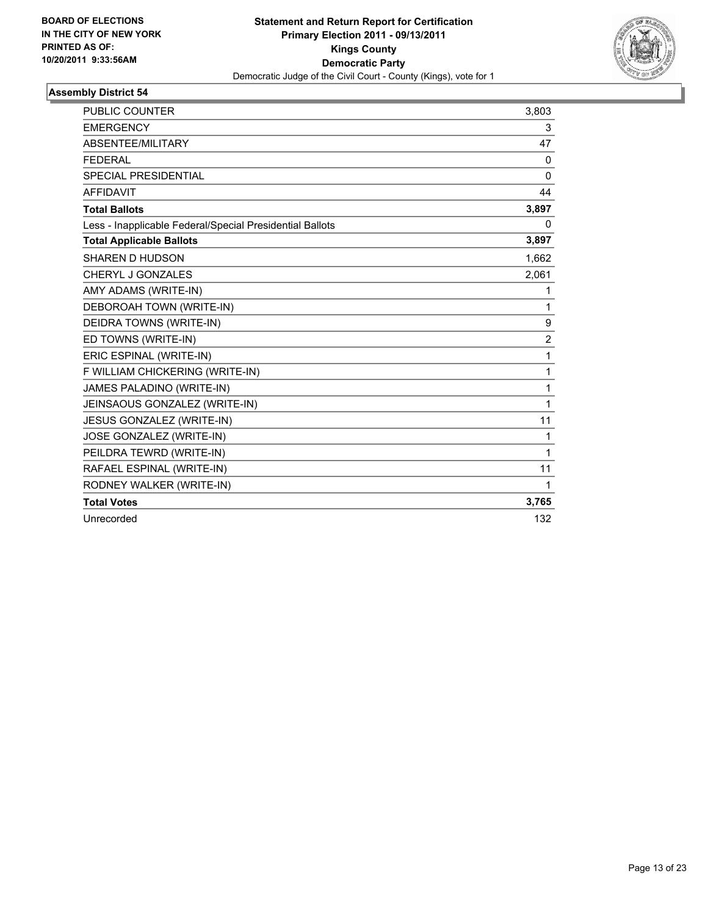**BOARD OF ELECTIONS IN THE CITY OF NEW YORK PRINTED AS OF: 10/20/2011 9:33:56AM**

**Statement and Return Report for Certification**
**Primary Election 2011 - 09/13/2011**
**Kings County**
**Democratic Party**
Democratic Judge of the Civil Court - County (Kings), vote for 1

### Assembly District 54

| | |
|---|---|
| PUBLIC COUNTER | 3,803 |
| EMERGENCY | 3 |
| ABSENTEE/MILITARY | 47 |
| FEDERAL | 0 |
| SPECIAL PRESIDENTIAL | 0 |
| AFFIDAVIT | 44 |
| **Total Ballots** | **3,897** |
| Less - Inapplicable Federal/Special Presidential Ballots | 0 |
| **Total Applicable Ballots** | **3,897** |
| SHAREN D HUDSON | 1,662 |
| CHERYL J GONZALES | 2,061 |
| AMY ADAMS (WRITE-IN) | 1 |
| DEBOROAH TOWN (WRITE-IN) | 1 |
| DEIDRA TOWNS (WRITE-IN) | 9 |
| ED TOWNS (WRITE-IN) | 2 |
| ERIC ESPINAL (WRITE-IN) | 1 |
| F WILLIAM CHICKERING (WRITE-IN) | 1 |
| JAMES PALADINO (WRITE-IN) | 1 |
| JEINSAOUS GONZALEZ (WRITE-IN) | 1 |
| JESUS GONZALEZ (WRITE-IN) | 11 |
| JOSE GONZALEZ (WRITE-IN) | 1 |
| PEILDRA TEWRD (WRITE-IN) | 1 |
| RAFAEL ESPINAL (WRITE-IN) | 11 |
| RODNEY WALKER (WRITE-IN) | 1 |
| **Total Votes** | **3,765** |
| Unrecorded | 132 |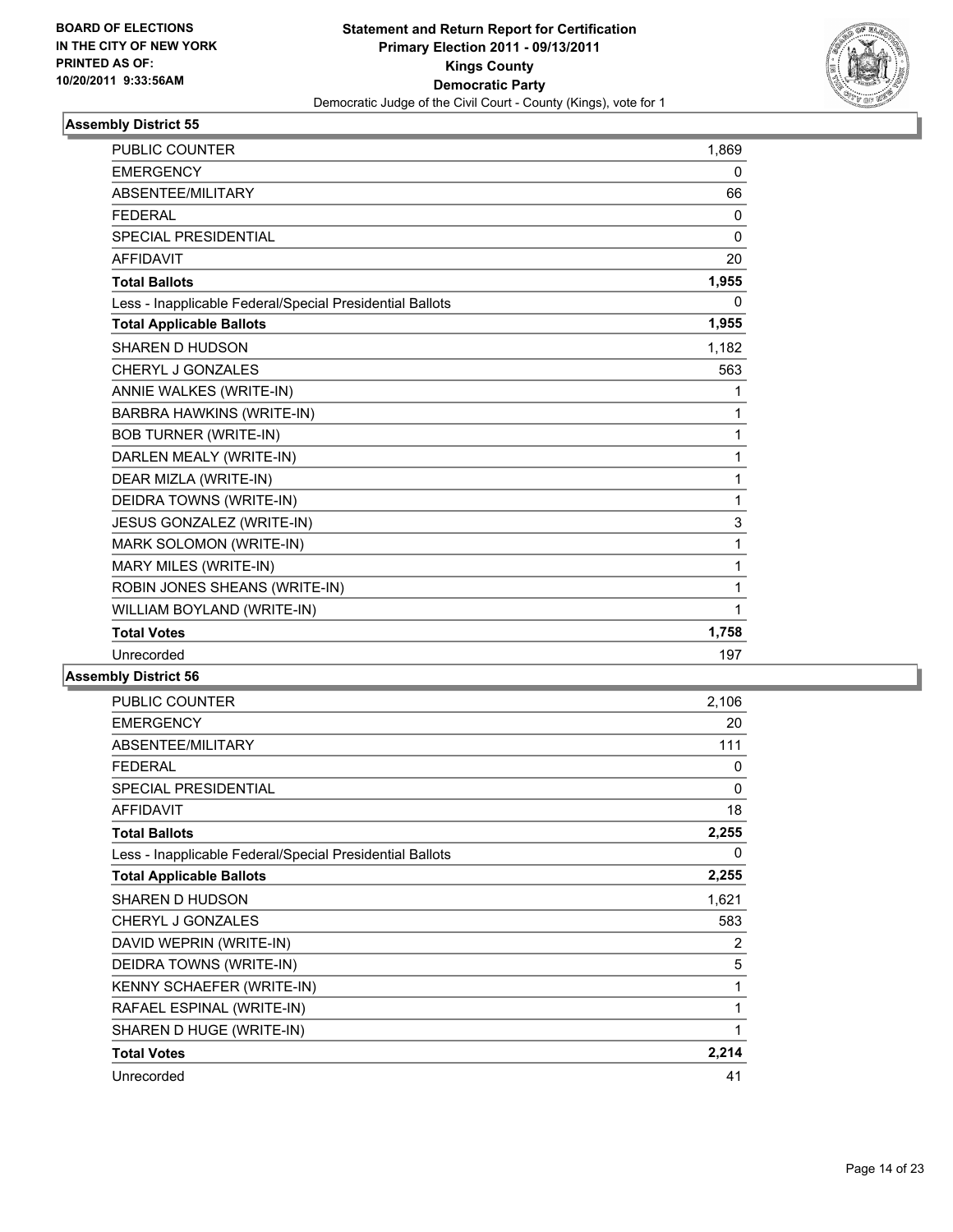BOARD OF ELECTIONS
IN THE CITY OF NEW YORK
PRINTED AS OF:
10/20/2011 9:33:56AM

**Statement and Return Report for Certification**
**Primary Election 2011 - 09/13/2011**
**Kings County**
**Democratic Party**
Democratic Judge of the Civil Court - County (Kings), vote for 1

### Assembly District 55

| | |
|---|---|
| PUBLIC COUNTER | 1,869 |
| EMERGENCY | 0 |
| ABSENTEE/MILITARY | 66 |
| FEDERAL | 0 |
| SPECIAL PRESIDENTIAL | 0 |
| AFFIDAVIT | 20 |
| **Total Ballots** | **1,955** |
| Less - Inapplicable Federal/Special Presidential Ballots | 0 |
| **Total Applicable Ballots** | **1,955** |
| SHAREN D HUDSON | 1,182 |
| CHERYL J GONZALES | 563 |
| ANNIE WALKES (WRITE-IN) | 1 |
| BARBRA HAWKINS (WRITE-IN) | 1 |
| BOB TURNER (WRITE-IN) | 1 |
| DARLEN MEALY (WRITE-IN) | 1 |
| DEAR MIZLA (WRITE-IN) | 1 |
| DEIDRA TOWNS (WRITE-IN) | 1 |
| JESUS GONZALEZ (WRITE-IN) | 3 |
| MARK SOLOMON (WRITE-IN) | 1 |
| MARY MILES (WRITE-IN) | 1 |
| ROBIN JONES SHEANS (WRITE-IN) | 1 |
| WILLIAM BOYLAND (WRITE-IN) | 1 |
| **Total Votes** | **1,758** |
| Unrecorded | 197 |

### Assembly District 56

| | |
|---|---|
| PUBLIC COUNTER | 2,106 |
| EMERGENCY | 20 |
| ABSENTEE/MILITARY | 111 |
| FEDERAL | 0 |
| SPECIAL PRESIDENTIAL | 0 |
| AFFIDAVIT | 18 |
| **Total Ballots** | **2,255** |
| Less - Inapplicable Federal/Special Presidential Ballots | 0 |
| **Total Applicable Ballots** | **2,255** |
| SHAREN D HUDSON | 1,621 |
| CHERYL J GONZALES | 583 |
| DAVID WEPRIN (WRITE-IN) | 2 |
| DEIDRA TOWNS (WRITE-IN) | 5 |
| KENNY SCHAEFER (WRITE-IN) | 1 |
| RAFAEL ESPINAL (WRITE-IN) | 1 |
| SHAREN D HUGE (WRITE-IN) | 1 |
| **Total Votes** | **2,214** |
| Unrecorded | 41 |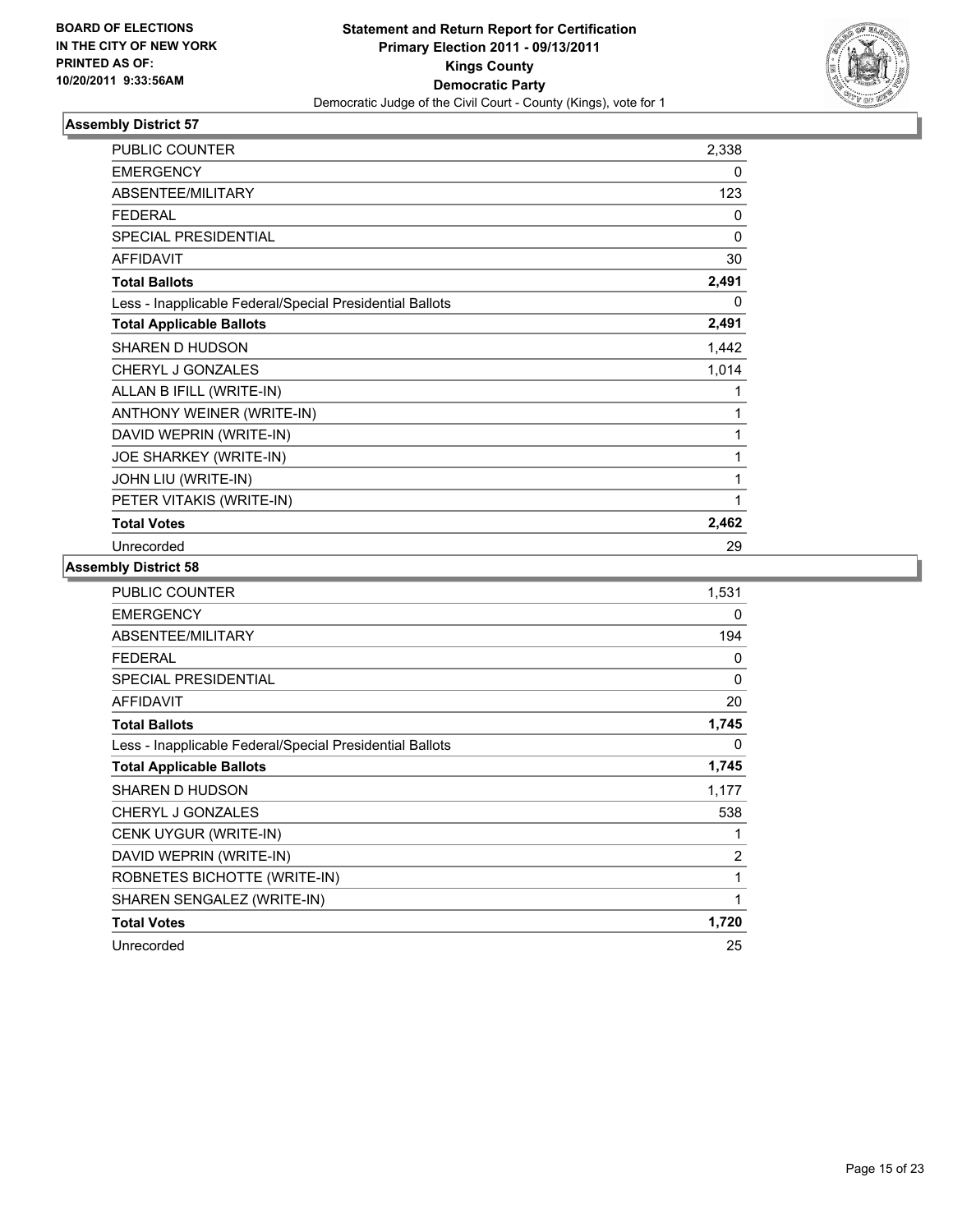BOARD OF ELECTIONS
IN THE CITY OF NEW YORK
PRINTED AS OF:
10/20/2011 9:33:56AM

**Statement and Return Report for Certification**
**Primary Election 2011 - 09/13/2011**
**Kings County**
**Democratic Party**
Democratic Judge of the Civil Court - County (Kings), vote for 1

### Assembly District 57

| | |
|---|---|
| PUBLIC COUNTER | 2,338 |
| EMERGENCY | 0 |
| ABSENTEE/MILITARY | 123 |
| FEDERAL | 0 |
| SPECIAL PRESIDENTIAL | 0 |
| AFFIDAVIT | 30 |
| **Total Ballots** | **2,491** |
| Less - Inapplicable Federal/Special Presidential Ballots | 0 |
| **Total Applicable Ballots** | **2,491** |
| SHAREN D HUDSON | 1,442 |
| CHERYL J GONZALES | 1,014 |
| ALLAN B IFILL (WRITE-IN) | 1 |
| ANTHONY WEINER (WRITE-IN) | 1 |
| DAVID WEPRIN (WRITE-IN) | 1 |
| JOE SHARKEY (WRITE-IN) | 1 |
| JOHN LIU (WRITE-IN) | 1 |
| PETER VITAKIS (WRITE-IN) | 1 |
| **Total Votes** | **2,462** |
| Unrecorded | 29 |

### Assembly District 58

| | |
|---|---|
| PUBLIC COUNTER | 1,531 |
| EMERGENCY | 0 |
| ABSENTEE/MILITARY | 194 |
| FEDERAL | 0 |
| SPECIAL PRESIDENTIAL | 0 |
| AFFIDAVIT | 20 |
| **Total Ballots** | **1,745** |
| Less - Inapplicable Federal/Special Presidential Ballots | 0 |
| **Total Applicable Ballots** | **1,745** |
| SHAREN D HUDSON | 1,177 |
| CHERYL J GONZALES | 538 |
| CENK UYGUR (WRITE-IN) | 1 |
| DAVID WEPRIN (WRITE-IN) | 2 |
| ROBNETES BICHOTTE (WRITE-IN) | 1 |
| SHAREN SENGALEZ (WRITE-IN) | 1 |
| **Total Votes** | **1,720** |
| Unrecorded | 25 |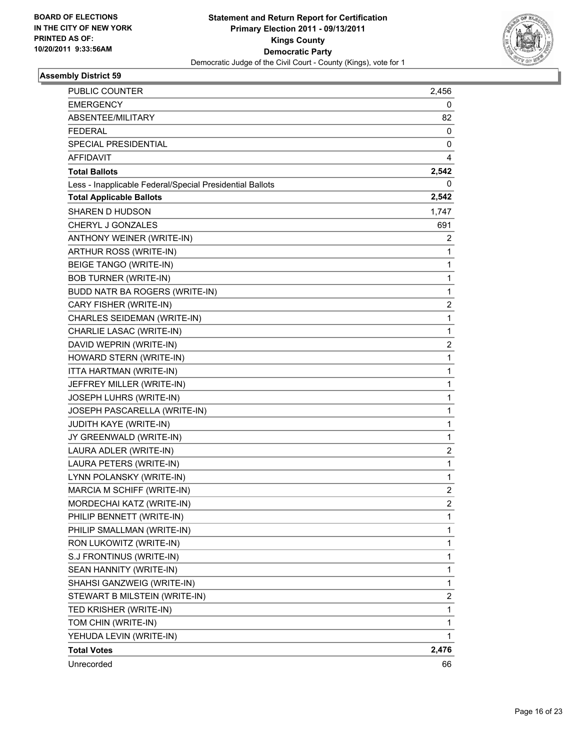BOARD OF ELECTIONS
IN THE CITY OF NEW YORK
PRINTED AS OF:
10/20/2011 9:33:56AM

**Statement and Return Report for Certification**
**Primary Election 2011 - 09/13/2011**
**Kings County**
**Democratic Party**
Democratic Judge of the Civil Court - County (Kings), vote for 1

### Assembly District 59

| | |
|---|---|
| PUBLIC COUNTER | 2,456 |
| EMERGENCY | 0 |
| ABSENTEE/MILITARY | 82 |
| FEDERAL | 0 |
| SPECIAL PRESIDENTIAL | 0 |
| AFFIDAVIT | 4 |
| **Total Ballots** | **2,542** |
| Less - Inapplicable Federal/Special Presidential Ballots | 0 |
| **Total Applicable Ballots** | **2,542** |
| SHAREN D HUDSON | 1,747 |
| CHERYL J GONZALES | 691 |
| ANTHONY WEINER (WRITE-IN) | 2 |
| ARTHUR ROSS (WRITE-IN) | 1 |
| BEIGE TANGO (WRITE-IN) | 1 |
| BOB TURNER (WRITE-IN) | 1 |
| BUDD NATR BA ROGERS (WRITE-IN) | 1 |
| CARY FISHER (WRITE-IN) | 2 |
| CHARLES SEIDEMAN (WRITE-IN) | 1 |
| CHARLIE LASAC (WRITE-IN) | 1 |
| DAVID WEPRIN (WRITE-IN) | 2 |
| HOWARD STERN (WRITE-IN) | 1 |
| ITTA HARTMAN (WRITE-IN) | 1 |
| JEFFREY MILLER (WRITE-IN) | 1 |
| JOSEPH LUHRS (WRITE-IN) | 1 |
| JOSEPH PASCARELLA (WRITE-IN) | 1 |
| JUDITH KAYE (WRITE-IN) | 1 |
| JY GREENWALD (WRITE-IN) | 1 |
| LAURA ADLER (WRITE-IN) | 2 |
| LAURA PETERS (WRITE-IN) | 1 |
| LYNN POLANSKY (WRITE-IN) | 1 |
| MARCIA M SCHIFF (WRITE-IN) | 2 |
| MORDECHAI KATZ (WRITE-IN) | 2 |
| PHILIP BENNETT (WRITE-IN) | 1 |
| PHILIP SMALLMAN (WRITE-IN) | 1 |
| RON LUKOWITZ (WRITE-IN) | 1 |
| S.J FRONTINUS (WRITE-IN) | 1 |
| SEAN HANNITY (WRITE-IN) | 1 |
| SHAHSI GANZWEIG (WRITE-IN) | 1 |
| STEWART B MILSTEIN (WRITE-IN) | 2 |
| TED KRISHER (WRITE-IN) | 1 |
| TOM CHIN (WRITE-IN) | 1 |
| YEHUDA LEVIN (WRITE-IN) | 1 |
| **Total Votes** | **2,476** |
| Unrecorded | 66 |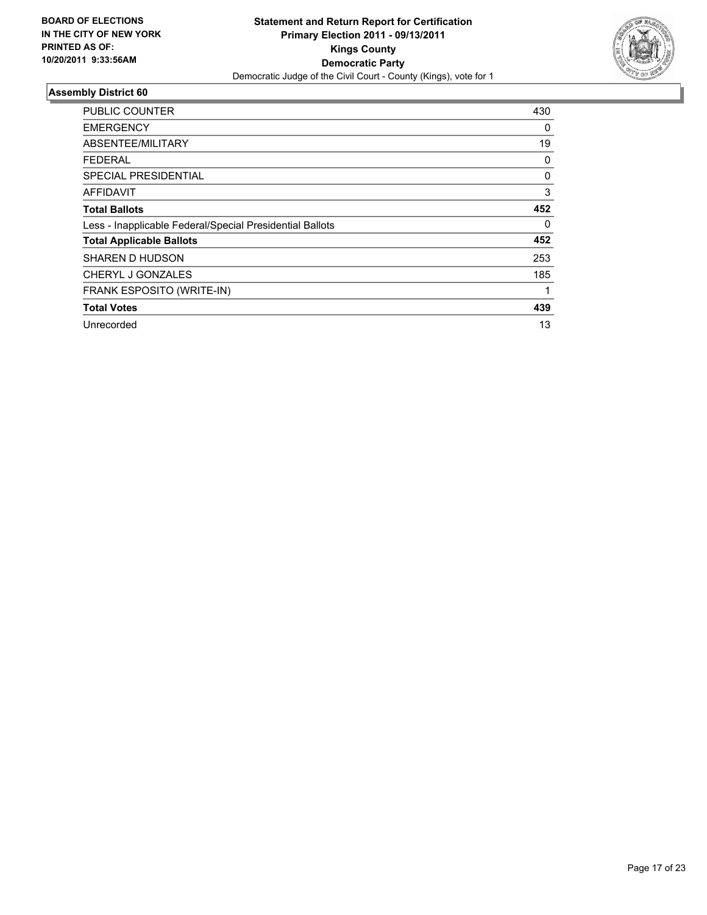**BOARD OF ELECTIONS IN THE CITY OF NEW YORK PRINTED AS OF: 10/20/2011 9:33:56AM**

**Statement and Return Report for Certification**
**Primary Election 2011 - 09/13/2011**
**Kings County**
**Democratic Party**
Democratic Judge of the Civil Court - County (Kings), vote for 1

## Assembly District 60

| | |
|---|---|
| PUBLIC COUNTER | 430 |
| EMERGENCY | 0 |
| ABSENTEE/MILITARY | 19 |
| FEDERAL | 0 |
| SPECIAL PRESIDENTIAL | 0 |
| AFFIDAVIT | 3 |
| **Total Ballots** | **452** |
| Less - Inapplicable Federal/Special Presidential Ballots | 0 |
| **Total Applicable Ballots** | **452** |
| SHAREN D HUDSON | 253 |
| CHERYL J GONZALES | 185 |
| FRANK ESPOSITO (WRITE-IN) | 1 |
| **Total Votes** | **439** |
| Unrecorded | 13 |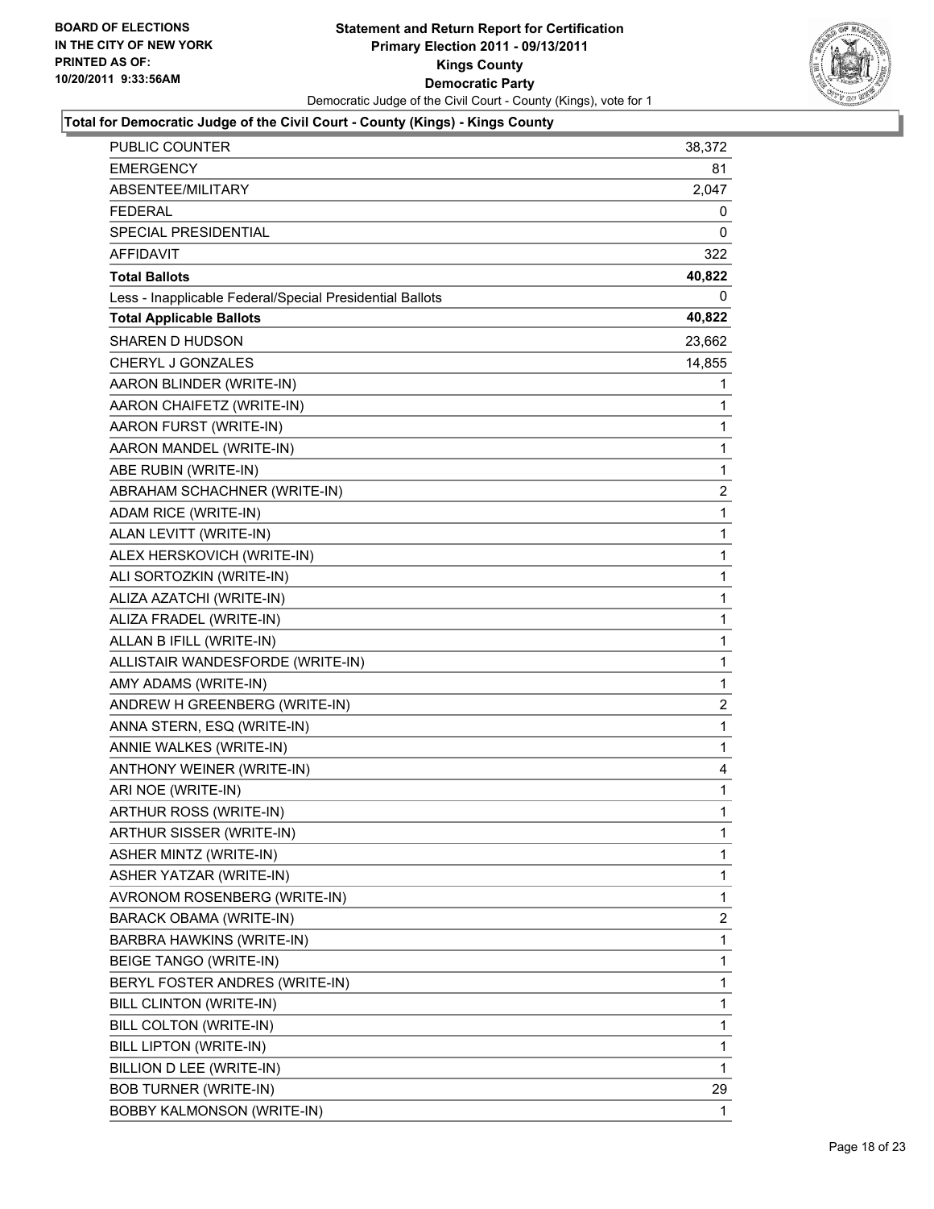BOARD OF ELECTIONS
IN THE CITY OF NEW YORK
PRINTED AS OF:
10/20/2011 9:33:56AM

**Statement and Return Report for Certification**
**Primary Election 2011 - 09/13/2011**
**Kings County**
**Democratic Party**
Democratic Judge of the Civil Court - County (Kings), vote for 1

**Total for Democratic Judge of the Civil Court - County (Kings) - Kings County**

| | |
|---|---|
| PUBLIC COUNTER | 38,372 |
| EMERGENCY | 81 |
| ABSENTEE/MILITARY | 2,047 |
| FEDERAL | 0 |
| SPECIAL PRESIDENTIAL | 0 |
| AFFIDAVIT | 322 |
| **Total Ballots** | **40,822** |
| Less - Inapplicable Federal/Special Presidential Ballots | 0 |
| **Total Applicable Ballots** | **40,822** |
| SHAREN D HUDSON | 23,662 |
| CHERYL J GONZALES | 14,855 |
| AARON BLINDER (WRITE-IN) | 1 |
| AARON CHAIFETZ (WRITE-IN) | 1 |
| AARON FURST (WRITE-IN) | 1 |
| AARON MANDEL (WRITE-IN) | 1 |
| ABE RUBIN (WRITE-IN) | 1 |
| ABRAHAM SCHACHNER (WRITE-IN) | 2 |
| ADAM RICE (WRITE-IN) | 1 |
| ALAN LEVITT (WRITE-IN) | 1 |
| ALEX HERSKOVICH (WRITE-IN) | 1 |
| ALI SORTOZKIN (WRITE-IN) | 1 |
| ALIZA AZATCHI (WRITE-IN) | 1 |
| ALIZA FRADEL (WRITE-IN) | 1 |
| ALLAN B IFILL (WRITE-IN) | 1 |
| ALLISTAIR WANDESFORDE (WRITE-IN) | 1 |
| AMY ADAMS (WRITE-IN) | 1 |
| ANDREW H GREENBERG (WRITE-IN) | 2 |
| ANNA STERN, ESQ (WRITE-IN) | 1 |
| ANNIE WALKES (WRITE-IN) | 1 |
| ANTHONY WEINER (WRITE-IN) | 4 |
| ARI NOE (WRITE-IN) | 1 |
| ARTHUR ROSS (WRITE-IN) | 1 |
| ARTHUR SISSER (WRITE-IN) | 1 |
| ASHER MINTZ (WRITE-IN) | 1 |
| ASHER YATZAR (WRITE-IN) | 1 |
| AVRONOM ROSENBERG (WRITE-IN) | 1 |
| BARACK OBAMA (WRITE-IN) | 2 |
| BARBRA HAWKINS (WRITE-IN) | 1 |
| BEIGE TANGO (WRITE-IN) | 1 |
| BERYL FOSTER ANDRES (WRITE-IN) | 1 |
| BILL CLINTON (WRITE-IN) | 1 |
| BILL COLTON (WRITE-IN) | 1 |
| BILL LIPTON (WRITE-IN) | 1 |
| BILLION D LEE (WRITE-IN) | 1 |
| BOB TURNER (WRITE-IN) | 29 |
| BOBBY KALMONSON (WRITE-IN) | 1 |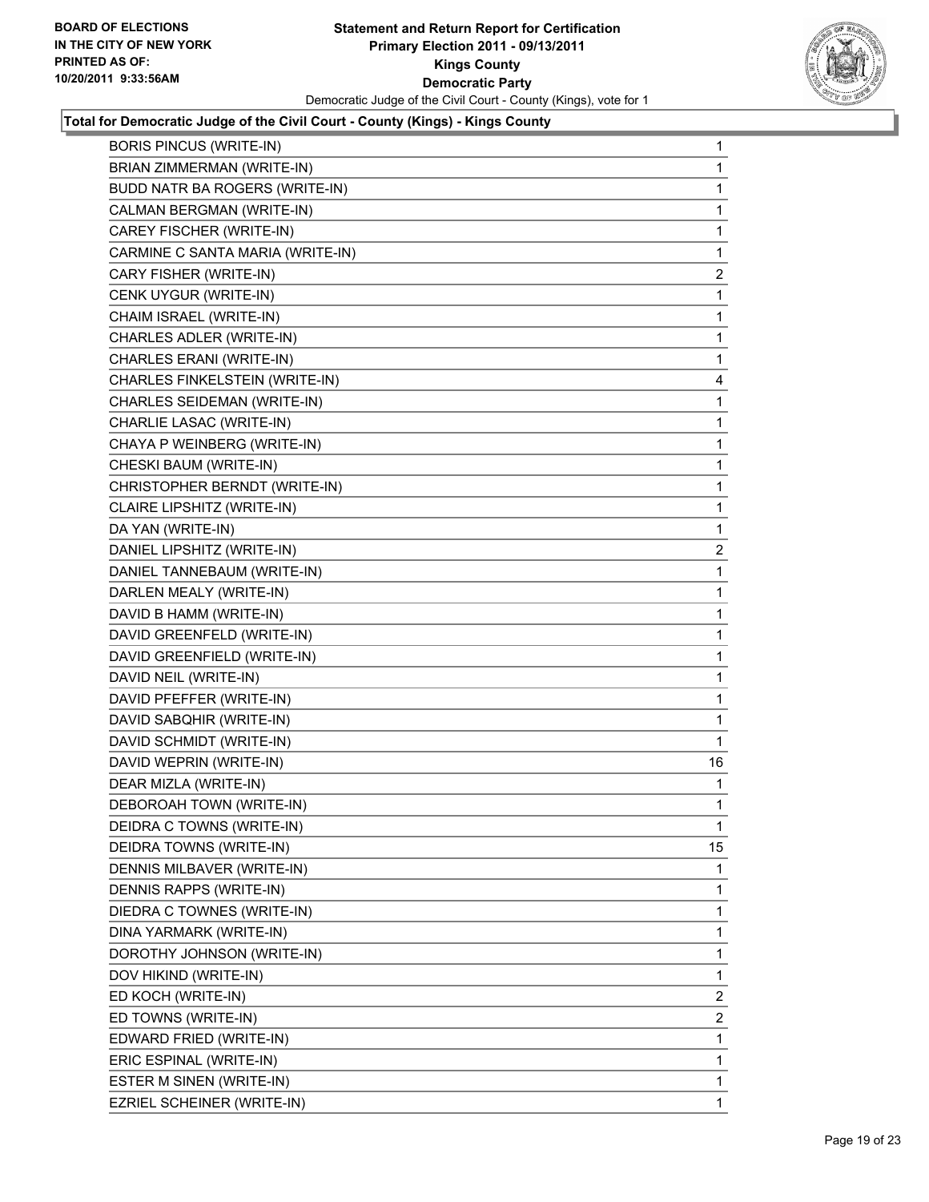**Total for Democratic Judge of the Civil Court - County (Kings) - Kings County**

| | |
|---|---|
| BORIS PINCUS (WRITE-IN) | 1 |
| BRIAN ZIMMERMAN (WRITE-IN) | 1 |
| BUDD NATR BA ROGERS (WRITE-IN) | 1 |
| CALMAN BERGMAN (WRITE-IN) | 1 |
| CAREY FISCHER (WRITE-IN) | 1 |
| CARMINE C SANTA MARIA (WRITE-IN) | 1 |
| CARY FISHER (WRITE-IN) | 2 |
| CENK UYGUR (WRITE-IN) | 1 |
| CHAIM ISRAEL (WRITE-IN) | 1 |
| CHARLES ADLER (WRITE-IN) | 1 |
| CHARLES ERANI (WRITE-IN) | 1 |
| CHARLES FINKELSTEIN (WRITE-IN) | 4 |
| CHARLES SEIDEMAN (WRITE-IN) | 1 |
| CHARLIE LASAC (WRITE-IN) | 1 |
| CHAYA P WEINBERG (WRITE-IN) | 1 |
| CHESKI BAUM (WRITE-IN) | 1 |
| CHRISTOPHER BERNDT (WRITE-IN) | 1 |
| CLAIRE LIPSHITZ (WRITE-IN) | 1 |
| DA YAN (WRITE-IN) | 1 |
| DANIEL LIPSHITZ (WRITE-IN) | 2 |
| DANIEL TANNEBAUM (WRITE-IN) | 1 |
| DARLEN MEALY (WRITE-IN) | 1 |
| DAVID B HAMM (WRITE-IN) | 1 |
| DAVID GREENFELD (WRITE-IN) | 1 |
| DAVID GREENFIELD (WRITE-IN) | 1 |
| DAVID NEIL (WRITE-IN) | 1 |
| DAVID PFEFFER (WRITE-IN) | 1 |
| DAVID SABQHIR (WRITE-IN) | 1 |
| DAVID SCHMIDT (WRITE-IN) | 1 |
| DAVID WEPRIN (WRITE-IN) | 16 |
| DEAR MIZLA (WRITE-IN) | 1 |
| DEBOROAH TOWN (WRITE-IN) | 1 |
| DEIDRA C TOWNS (WRITE-IN) | 1 |
| DEIDRA TOWNS (WRITE-IN) | 15 |
| DENNIS MILBAVER (WRITE-IN) | 1 |
| DENNIS RAPPS (WRITE-IN) | 1 |
| DIEDRA C TOWNES (WRITE-IN) | 1 |
| DINA YARMARK (WRITE-IN) | 1 |
| DOROTHY JOHNSON (WRITE-IN) | 1 |
| DOV HIKIND (WRITE-IN) | 1 |
| ED KOCH (WRITE-IN) | 2 |
| ED TOWNS (WRITE-IN) | 2 |
| EDWARD FRIED (WRITE-IN) | 1 |
| ERIC ESPINAL (WRITE-IN) | 1 |
| ESTER M SINEN (WRITE-IN) | 1 |
| EZRIEL SCHEINER (WRITE-IN) | 1 |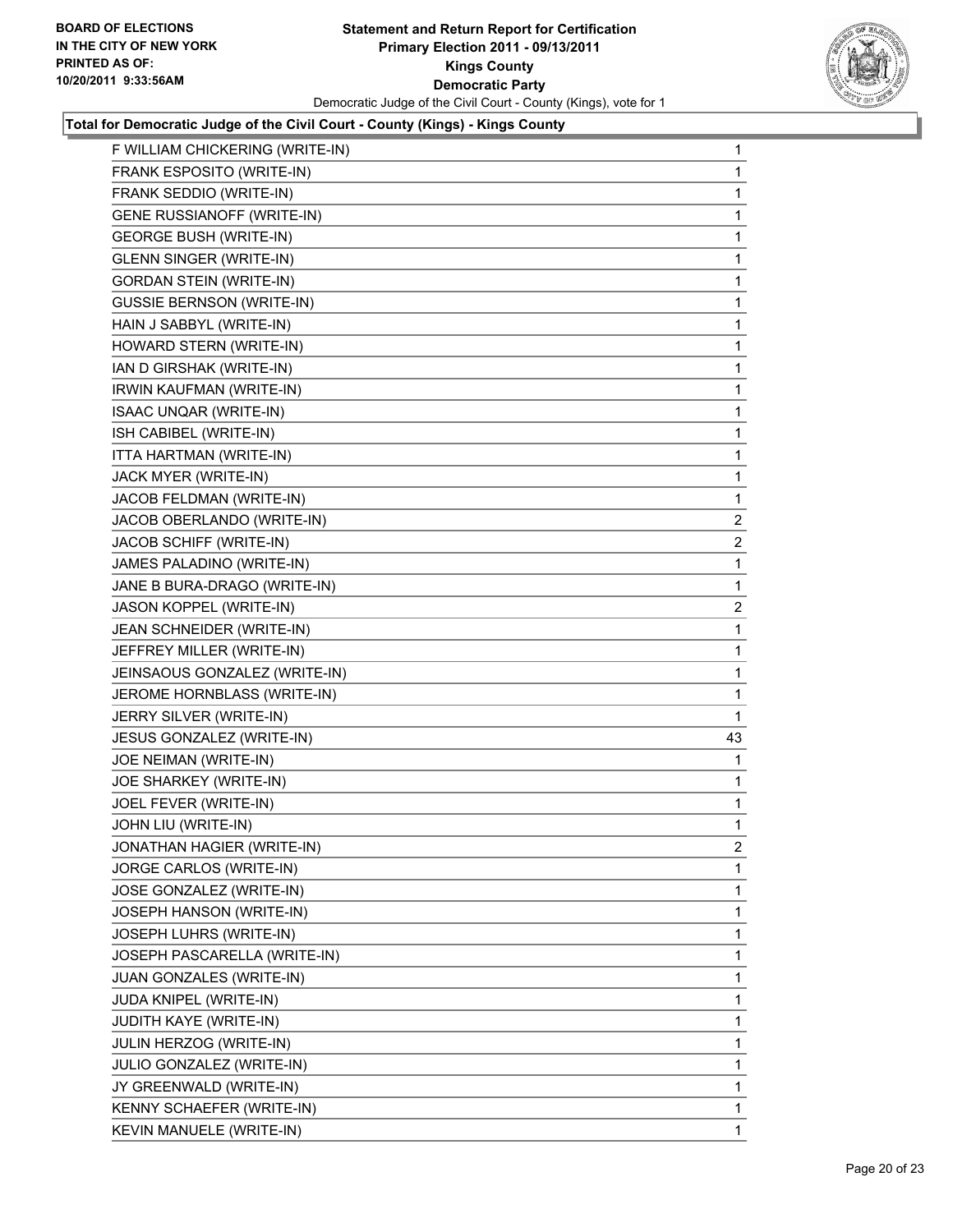**Statement and Return Report for Certification**
**Primary Election 2011 - 09/13/2011**
**Kings County**
**Democratic Party**
Democratic Judge of the Civil Court - County (Kings), vote for 1

BOARD OF ELECTIONS
IN THE CITY OF NEW YORK
PRINTED AS OF:
10/20/2011 9:33:56AM

**Total for Democratic Judge of the Civil Court - County (Kings) - Kings County**

| | |
|---|---|
| F WILLIAM CHICKERING (WRITE-IN) | 1 |
| FRANK ESPOSITO (WRITE-IN) | 1 |
| FRANK SEDDIO (WRITE-IN) | 1 |
| GENE RUSSIANOFF (WRITE-IN) | 1 |
| GEORGE BUSH (WRITE-IN) | 1 |
| GLENN SINGER (WRITE-IN) | 1 |
| GORDAN STEIN (WRITE-IN) | 1 |
| GUSSIE BERNSON (WRITE-IN) | 1 |
| HAIN J SABBYL (WRITE-IN) | 1 |
| HOWARD STERN (WRITE-IN) | 1 |
| IAN D GIRSHAK (WRITE-IN) | 1 |
| IRWIN KAUFMAN (WRITE-IN) | 1 |
| ISAAC UNQAR (WRITE-IN) | 1 |
| ISH CABIBEL (WRITE-IN) | 1 |
| ITTA HARTMAN (WRITE-IN) | 1 |
| JACK MYER (WRITE-IN) | 1 |
| JACOB FELDMAN (WRITE-IN) | 1 |
| JACOB OBERLANDO (WRITE-IN) | 2 |
| JACOB SCHIFF (WRITE-IN) | 2 |
| JAMES PALADINO (WRITE-IN) | 1 |
| JANE B BURA-DRAGO (WRITE-IN) | 1 |
| JASON KOPPEL (WRITE-IN) | 2 |
| JEAN SCHNEIDER (WRITE-IN) | 1 |
| JEFFREY MILLER (WRITE-IN) | 1 |
| JEINSAOUS GONZALEZ (WRITE-IN) | 1 |
| JEROME HORNBLASS (WRITE-IN) | 1 |
| JERRY SILVER (WRITE-IN) | 1 |
| JESUS GONZALEZ (WRITE-IN) | 43 |
| JOE NEIMAN (WRITE-IN) | 1 |
| JOE SHARKEY (WRITE-IN) | 1 |
| JOEL FEVER (WRITE-IN) | 1 |
| JOHN LIU (WRITE-IN) | 1 |
| JONATHAN HAGIER (WRITE-IN) | 2 |
| JORGE CARLOS (WRITE-IN) | 1 |
| JOSE GONZALEZ (WRITE-IN) | 1 |
| JOSEPH HANSON (WRITE-IN) | 1 |
| JOSEPH LUHRS (WRITE-IN) | 1 |
| JOSEPH PASCARELLA (WRITE-IN) | 1 |
| JUAN GONZALES (WRITE-IN) | 1 |
| JUDA KNIPEL (WRITE-IN) | 1 |
| JUDITH KAYE (WRITE-IN) | 1 |
| JULIN HERZOG (WRITE-IN) | 1 |
| JULIO GONZALEZ (WRITE-IN) | 1 |
| JY GREENWALD (WRITE-IN) | 1 |
| KENNY SCHAEFER (WRITE-IN) | 1 |
| KEVIN MANUELE (WRITE-IN) | 1 |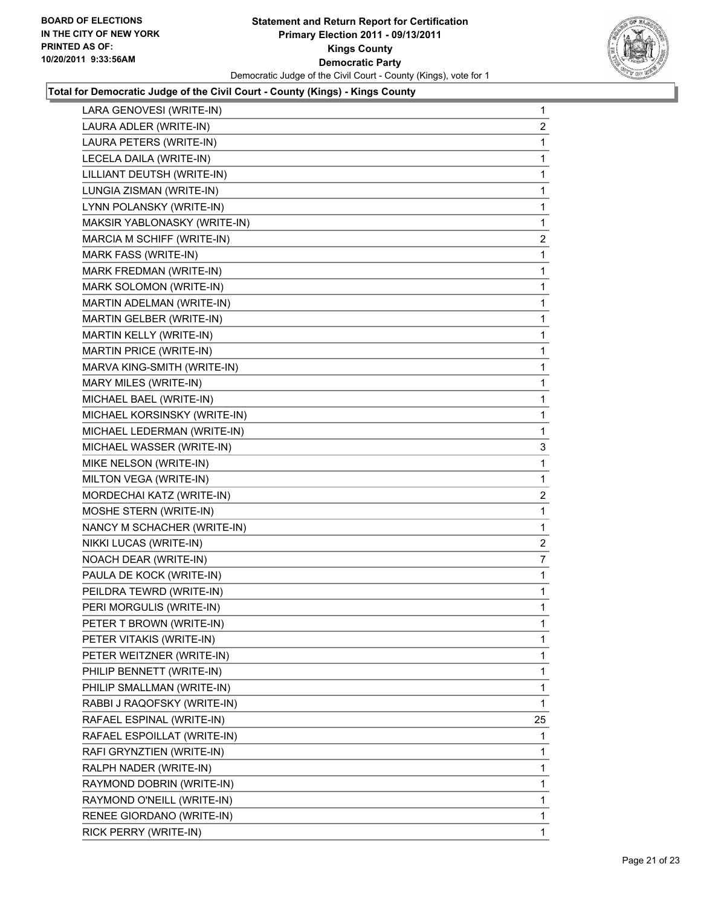**Total for Democratic Judge of the Civil Court - County (Kings) - Kings County**

| | |
|---|---|
| LARA GENOVESI (WRITE-IN) | 1 |
| LAURA ADLER (WRITE-IN) | 2 |
| LAURA PETERS (WRITE-IN) | 1 |
| LECELA DAILA (WRITE-IN) | 1 |
| LILLIANT DEUTSH (WRITE-IN) | 1 |
| LUNGIA ZISMAN (WRITE-IN) | 1 |
| LYNN POLANSKY (WRITE-IN) | 1 |
| MAKSIR YABLONASKY (WRITE-IN) | 1 |
| MARCIA M SCHIFF (WRITE-IN) | 2 |
| MARK FASS (WRITE-IN) | 1 |
| MARK FREDMAN (WRITE-IN) | 1 |
| MARK SOLOMON (WRITE-IN) | 1 |
| MARTIN ADELMAN (WRITE-IN) | 1 |
| MARTIN GELBER (WRITE-IN) | 1 |
| MARTIN KELLY (WRITE-IN) | 1 |
| MARTIN PRICE (WRITE-IN) | 1 |
| MARVA KING-SMITH (WRITE-IN) | 1 |
| MARY MILES (WRITE-IN) | 1 |
| MICHAEL BAEL (WRITE-IN) | 1 |
| MICHAEL KORSINSKY (WRITE-IN) | 1 |
| MICHAEL LEDERMAN (WRITE-IN) | 1 |
| MICHAEL WASSER (WRITE-IN) | 3 |
| MIKE NELSON (WRITE-IN) | 1 |
| MILTON VEGA (WRITE-IN) | 1 |
| MORDECHAI KATZ (WRITE-IN) | 2 |
| MOSHE STERN (WRITE-IN) | 1 |
| NANCY M SCHACHER (WRITE-IN) | 1 |
| NIKKI LUCAS (WRITE-IN) | 2 |
| NOACH DEAR (WRITE-IN) | 7 |
| PAULA DE KOCK (WRITE-IN) | 1 |
| PEILDRA TEWRD (WRITE-IN) | 1 |
| PERI MORGULIS (WRITE-IN) | 1 |
| PETER T BROWN (WRITE-IN) | 1 |
| PETER VITAKIS (WRITE-IN) | 1 |
| PETER WEITZNER (WRITE-IN) | 1 |
| PHILIP BENNETT (WRITE-IN) | 1 |
| PHILIP SMALLMAN (WRITE-IN) | 1 |
| RABBI J RAQOFSKY (WRITE-IN) | 1 |
| RAFAEL ESPINAL (WRITE-IN) | 25 |
| RAFAEL ESPOILLAT (WRITE-IN) | 1 |
| RAFI GRYNZTIEN (WRITE-IN) | 1 |
| RALPH NADER (WRITE-IN) | 1 |
| RAYMOND DOBRIN (WRITE-IN) | 1 |
| RAYMOND O'NEILL (WRITE-IN) | 1 |
| RENEE GIORDANO (WRITE-IN) | 1 |
| RICK PERRY (WRITE-IN) | 1 |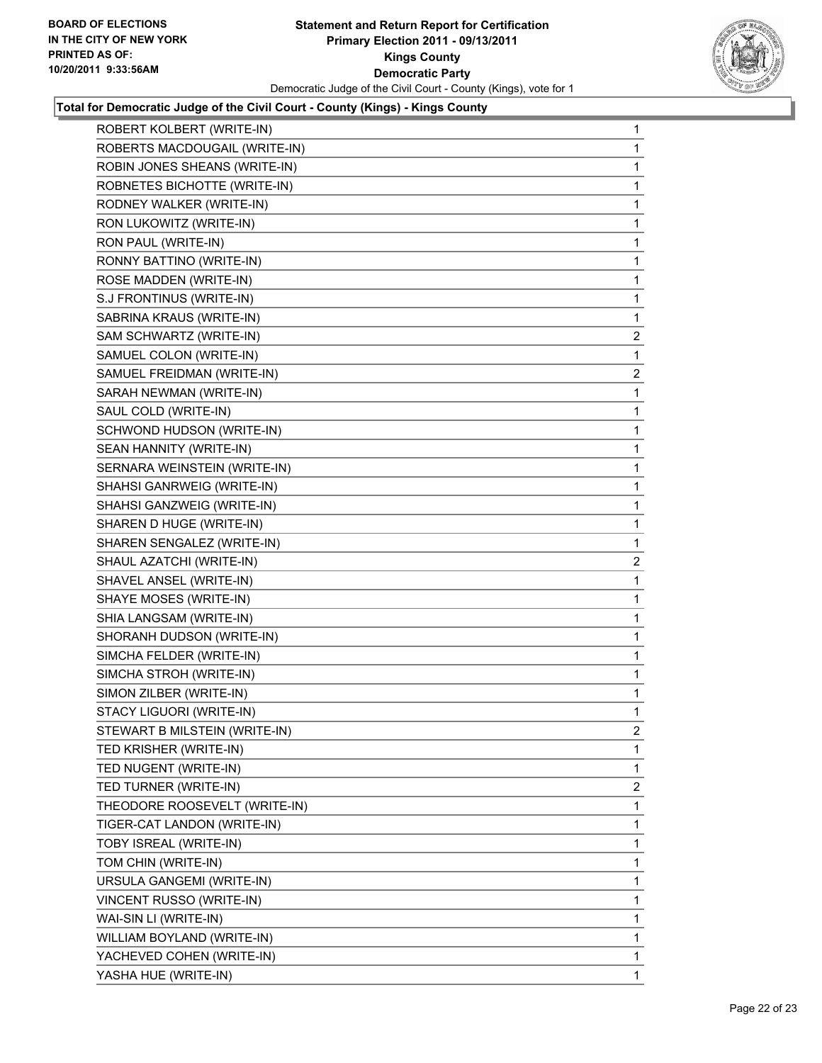**Statement and Return Report for Certification**
**Primary Election 2011 - 09/13/2011**
**Kings County**
**Democratic Party**
Democratic Judge of the Civil Court - County (Kings), vote for 1

BOARD OF ELECTIONS
IN THE CITY OF NEW YORK
PRINTED AS OF:
10/20/2011 9:33:56AM

### Total for Democratic Judge of the Civil Court - County (Kings) - Kings County

| Candidate | Votes |
|---|---|
| ROBERT KOLBERT (WRITE-IN) | 1 |
| ROBERTS MACDOUGAIL (WRITE-IN) | 1 |
| ROBIN JONES SHEANS (WRITE-IN) | 1 |
| ROBNETES BICHOTTE (WRITE-IN) | 1 |
| RODNEY WALKER (WRITE-IN) | 1 |
| RON LUKOWITZ (WRITE-IN) | 1 |
| RON PAUL (WRITE-IN) | 1 |
| RONNY BATTINO (WRITE-IN) | 1 |
| ROSE MADDEN (WRITE-IN) | 1 |
| S.J FRONTINUS (WRITE-IN) | 1 |
| SABRINA KRAUS (WRITE-IN) | 1 |
| SAM SCHWARTZ (WRITE-IN) | 2 |
| SAMUEL COLON (WRITE-IN) | 1 |
| SAMUEL FREIDMAN (WRITE-IN) | 2 |
| SARAH NEWMAN (WRITE-IN) | 1 |
| SAUL COLD (WRITE-IN) | 1 |
| SCHWOND HUDSON (WRITE-IN) | 1 |
| SEAN HANNITY (WRITE-IN) | 1 |
| SERNARA WEINSTEIN (WRITE-IN) | 1 |
| SHAHSI GANRWEIG (WRITE-IN) | 1 |
| SHAHSI GANZWEIG (WRITE-IN) | 1 |
| SHAREN D HUGE (WRITE-IN) | 1 |
| SHAREN SENGALEZ (WRITE-IN) | 1 |
| SHAUL AZATCHI (WRITE-IN) | 2 |
| SHAVEL ANSEL (WRITE-IN) | 1 |
| SHAYE MOSES (WRITE-IN) | 1 |
| SHIA LANGSAM (WRITE-IN) | 1 |
| SHORANH DUDSON (WRITE-IN) | 1 |
| SIMCHA FELDER (WRITE-IN) | 1 |
| SIMCHA STROH (WRITE-IN) | 1 |
| SIMON ZILBER (WRITE-IN) | 1 |
| STACY LIGUORI (WRITE-IN) | 1 |
| STEWART B MILSTEIN (WRITE-IN) | 2 |
| TED KRISHER (WRITE-IN) | 1 |
| TED NUGENT (WRITE-IN) | 1 |
| TED TURNER (WRITE-IN) | 2 |
| THEODORE ROOSEVELT (WRITE-IN) | 1 |
| TIGER-CAT LANDON (WRITE-IN) | 1 |
| TOBY ISREAL (WRITE-IN) | 1 |
| TOM CHIN (WRITE-IN) | 1 |
| URSULA GANGEMI (WRITE-IN) | 1 |
| VINCENT RUSSO (WRITE-IN) | 1 |
| WAI-SIN LI (WRITE-IN) | 1 |
| WILLIAM BOYLAND (WRITE-IN) | 1 |
| YACHEVED COHEN (WRITE-IN) | 1 |
| YASHA HUE (WRITE-IN) | 1 |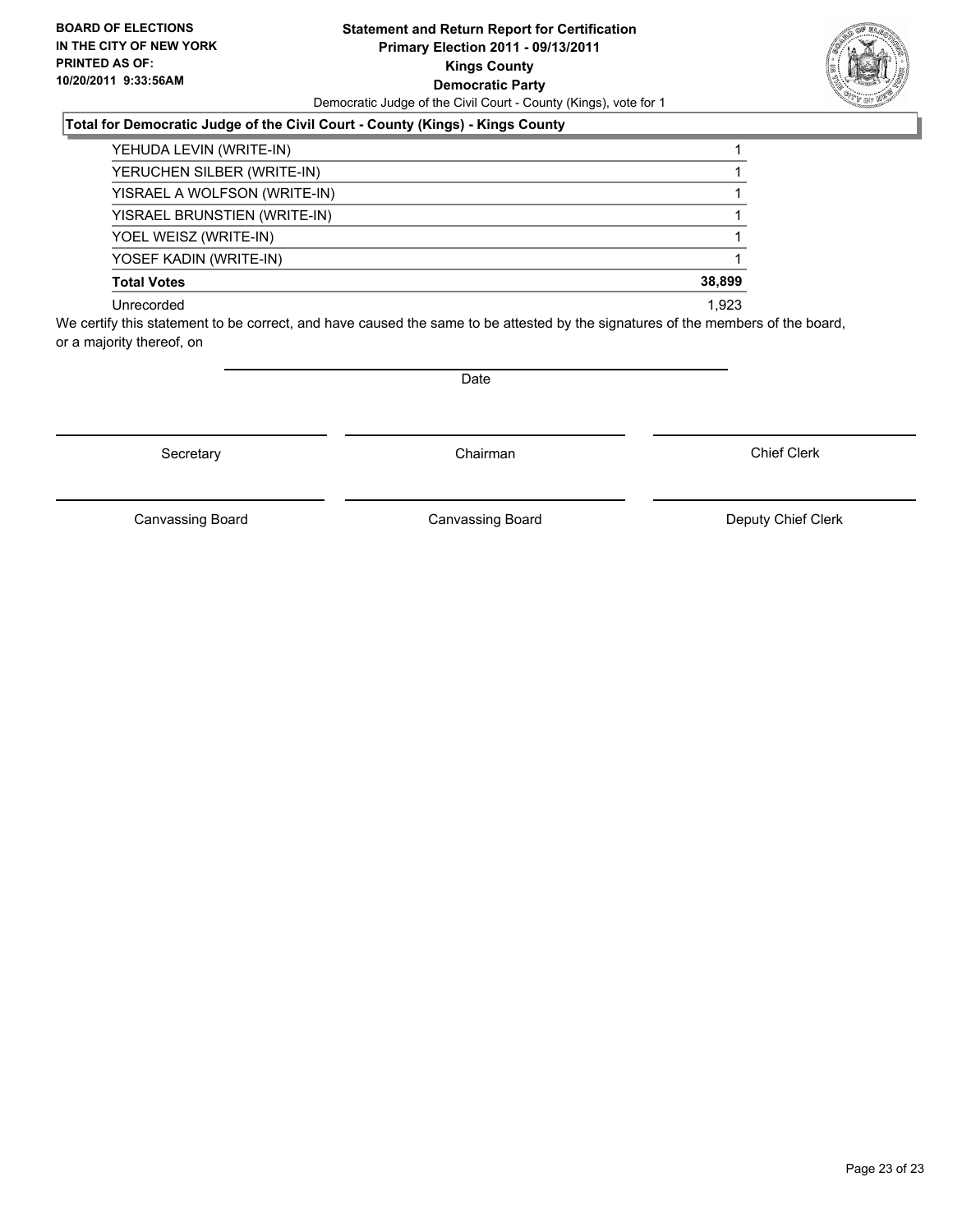**BOARD OF ELECTIONS IN THE CITY OF NEW YORK PRINTED AS OF: 10/20/2011 9:33:56AM**

**Statement and Return Report for Certification**
**Primary Election 2011 - 09/13/2011**
**Kings County**
**Democratic Party**
Democratic Judge of the Civil Court - County (Kings), vote for 1

**Total for Democratic Judge of the Civil Court - County (Kings) - Kings County**

| | |
|---|---|
| YEHUDA LEVIN (WRITE-IN) | 1 |
| YERUCHEN SILBER (WRITE-IN) | 1 |
| YISRAEL A WOLFSON (WRITE-IN) | 1 |
| YISRAEL BRUNSTIEN (WRITE-IN) | 1 |
| YOEL WEISZ (WRITE-IN) | 1 |
| YOSEF KADIN (WRITE-IN) | 1 |
| **Total Votes** | **38,899** |
| Unrecorded | 1,923 |

We certify this statement to be correct, and have caused the same to be attested by the signatures of the members of the board, or a majority thereof, on

Date

Secretary | Chairman | Chief Clerk

Canvassing Board | Canvassing Board | Deputy Chief Clerk